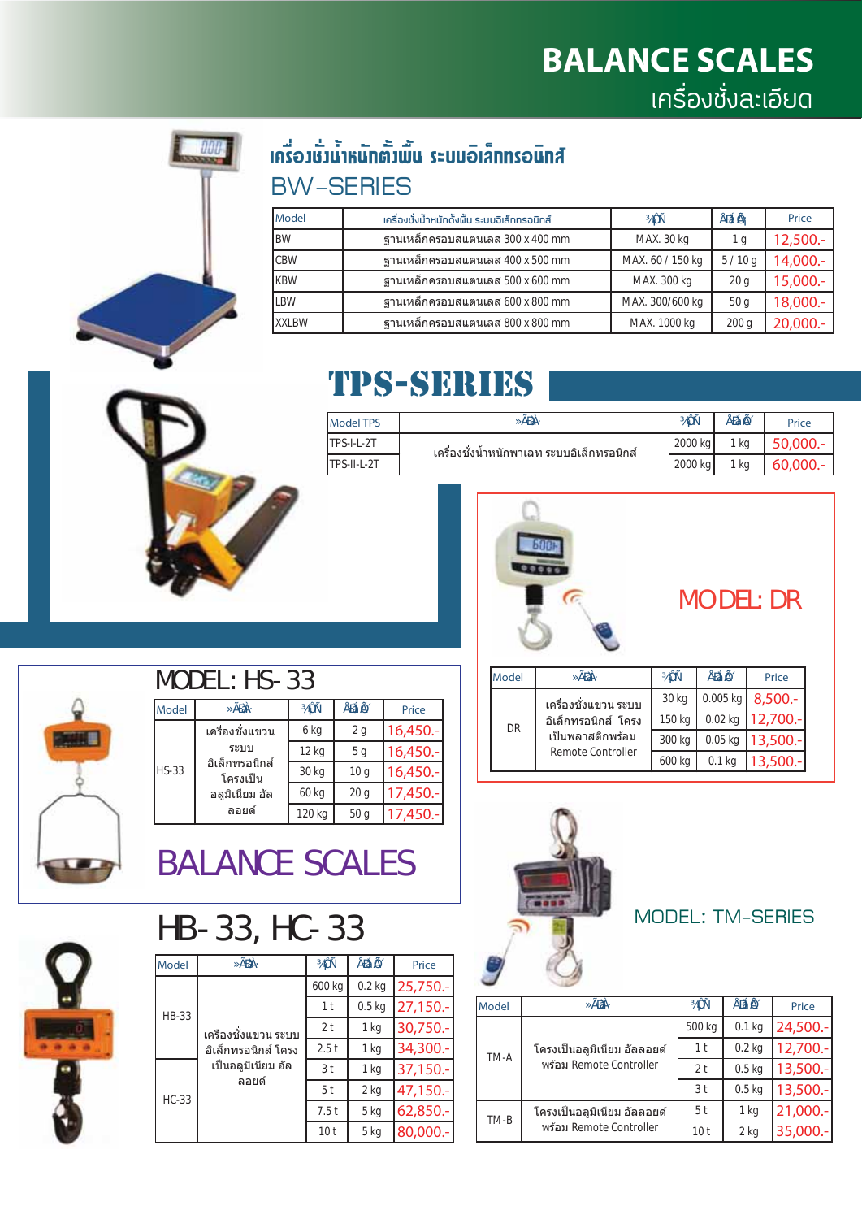# BALANCE SCALES
## เครื่องชั่งละเอียด

### เครื่องชั่งน้ำหนักตั้งพื้น ระบบอิเล็กทรอนิกส์
### BW-SERIES

| Model | เครื่องชั่งน้ำหนักตั้งพื้น ระบบอิเล็กทรอนิกส์ | ³¾ÔÑ | ÅÐàÍÕ | Price |
|---|---|---|---|---|
| BW | ฐานเหล็กครอบสแตนเลส 300 x 400 mm | MAX. 30 kg | 1 g | 12,500.- |
| CBW | ฐานเหล็กครอบสแตนเลส 400 x 500 mm | MAX. 60 / 150 kg | 5 / 10 g | 14,000.- |
| KBW | ฐานเหล็กครอบสแตนเลส 500 x 600 mm | MAX. 300 kg | 20 g | 15,000.- |
| LBW | ฐานเหล็กครอบสแตนเลส 600 x 800 mm | MAX. 300/600 kg | 50 g | 18,000.- |
| XXLBW | ฐานเหล็กครอบสแตนเลส 800 x 800 mm | MAX. 1000 kg | 200 g | 20,000.- |

## TPS-SERIES

| Model TPS | »ÃÐàÀ· | ³¾ÔÑ | ÅÐàÍÕ | Price |
|---|---|---|---|---|
| TPS-I-L-2T | เครื่องชั่งน้ำหนักพาเลท ระบบอิเล็กทรอนิกส์ | 2000 kg | 1 kg | 50,000.- |
| TPS-II-L-2T | | 2000 kg | 1 kg | 60,000.- |

## MODEL: DR

| Model | »ÃÐàÀ· | ³¾ÔÑ | ÅÐàÍÕ | Price |
|---|---|---|---|---|
| DR | เครื่องชั่งแขวน ระบบอิเล็กทรอนิกส์ โครงเป็นพลาสติกพร้อม Remote Controller | 30 kg | 0.005 kg | 8,500.- |
| | | 150 kg | 0.02 kg | 12,700.- |
| | | 300 kg | 0.05 kg | 13,500.- |
| | | 600 kg | 0.1 kg | 13,500.- |

## MODEL: HS-33

| Model | »ÃÐàÀ· | ³¾ÔÑ | ÅÐàÍÕ | Price |
|---|---|---|---|---|
| HS-33 | เครื่องชั่งแขวน ระบบ อิเล็กทรอนิกส์ โครงเป็น อลูมิเนียม อัลลอยด์ | 6 kg | 2 g | 16,450.- |
| | | 12 kg | 5 g | 16,450.- |
| | | 30 kg | 10 g | 16,450.- |
| | | 60 kg | 20 g | 17,450.- |
| | | 120 kg | 50 g | 17,450.- |

## BALANCE SCALES

## MODEL: TM-SERIES

| Model | »ÃÐàÀ· | ³¾ÔÑ | ÅÐàÍÕ | Price |
|---|---|---|---|---|
| TM-A | โครงเป็นอลูมิเนียม อัลลอยด์ พร้อม Remote Controller | 500 kg | 0.1 kg | 24,500.- |
| | | 1 t | 0.2 kg | 12,700.- |
| | | 2 t | 0.5 kg | 13,500.- |
| | | 3 t | 0.5 kg | 13,500.- |
| TM-B | โครงเป็นอลูมิเนียม อัลลอยด์ พร้อม Remote Controller | 5 t | 1 kg | 21,000.- |
| | | 10 t | 2 kg | 35,000.- |

## HB-33, HC-33

| Model | »ÃÐàÀ· | ³¾ÔÑ | ÅÐàÍÕ | Price |
|---|---|---|---|---|
| HB-33 | เครื่องชั่งแขวน ระบบอิเล็กทรอนิกส์ โครงเป็นอลูมิเนียม อัลลอยด์ | 600 kg | 0.2 kg | 25,750.- |
| | | 1 t | 0.5 kg | 27,150.- |
| | | 2 t | 1 kg | 30,750.- |
| | | 2.5 t | 1 kg | 34,300.- |
| HC-33 | | 3 t | 1 kg | 37,150.- |
| | | 5 t | 2 kg | 47,150.- |
| | | 7.5 t | 5 kg | 62,850.- |
| | | 10 t | 5 kg | 80,000.- |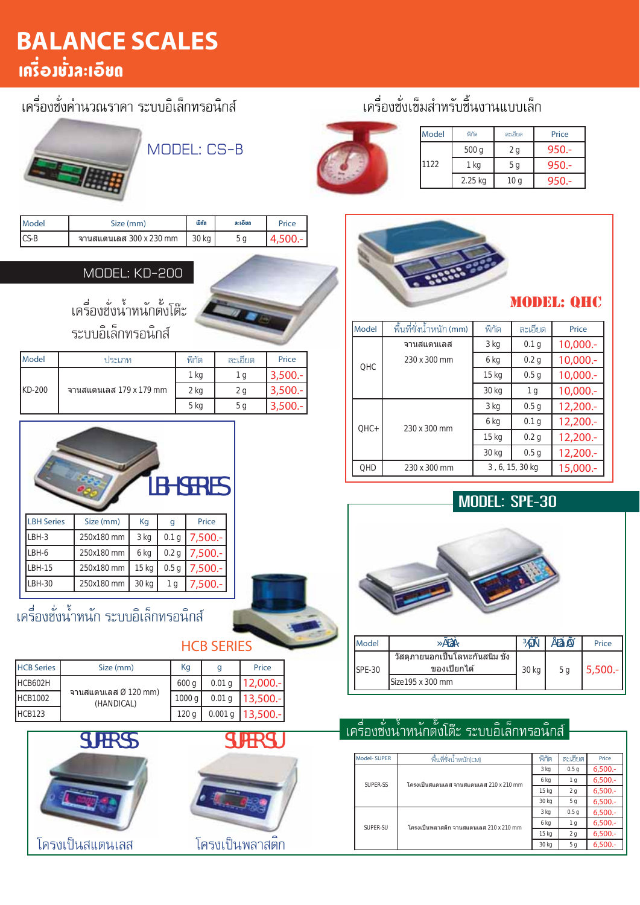# BALANCE SCALES
## เครื่องชั่งละเอียด

### เครื่องชั่งคำนวณราคา ระบบอิเล็กทรอนิกส์

MODEL: CS-B

| Model | Size (mm) | พิกัด | ละเอียด | Price |
|---|---|---|---|---|
| CS-B | จานสแตนเลส 300 x 230 mm | 30 kg | 5 g | 4,500.- |

### MODEL: KD-200

เครื่องชั่งน้ำหนักตั้งโต๊ะ ระบบอิเล็กทรอนิกส์

| Model | ประเภท | พิกัด | ละเอียด | Price |
|---|---|---|---|---|
| KD-200 | จานสแตนเลส 179 x 179 mm | 1 kg | 1 g | 3,500.- |
| | | 2 kg | 2 g | 3,500.- |
| | | 5 kg | 5 g | 3,500.- |

### LBH SERIES

| LBH Series | Size (mm) | Kg | g | Price |
|---|---|---|---|---|
| LBH-3 | 250x180 mm | 3 kg | 0.1 g | 7,500.- |
| LBH-6 | 250x180 mm | 6 kg | 0.2 g | 7,500.- |
| LBH-15 | 250x180 mm | 15 kg | 0.5 g | 7,500.- |
| LBH-30 | 250x180 mm | 30 kg | 1 g | 7,500.- |

### เครื่องชั่งน้ำหนัก ระบบอิเล็กทรอนิกส์

HCB SERIES

| HCB Series | Size (mm) | Kg | g | Price |
|---|---|---|---|---|
| HCB602H | จานสแตนเลส Ø 120 mm) (HANDICAL) | 600 g | 0.01 g | 12,000.- |
| HCB1002 | | 1000 g | 0.01 g | 13,500.- |
| HCB123 | | 120 g | 0.001 g | 13,500.- |

### SUPER SS / SUPER SU

SUPER SS: โครงเป็นสแตนเลส

SUPER SU: โครงเป็นพลาสติก

### เครื่องชั่งเข็มสำหรับชิ้นงานแบบเล็ก

| Model | พิกัด | ละเอียด | Price |
|---|---|---|---|
| 1122 | 500 g | 2 g | 950.- |
| | 1 kg | 5 g | 950.- |
| | 2.25 kg | 10 g | 950.- |

### MODEL: QHC

| Model | พื้นที่ชั่งน้ำหนัก (mm) | พิกัด | ละเอียด | Price |
|---|---|---|---|---|
| QHC | จานสแตนเลส 230 x 300 mm | 3 kg | 0.1 g | 10,000.- |
| | | 6 kg | 0.2 g | 10,000.- |
| | | 15 kg | 0.5 g | 10,000.- |
| | | 30 kg | 1 g | 10,000.- |
| QHC+ | 230 x 300 mm | 3 kg | 0.5 g | 12,200.- |
| | | 6 kg | 0.1 g | 12,200.- |
| | | 15 kg | 0.2 g | 12,200.- |
| | | 30 kg | 0.5 g | 12,200.- |
| QHD | 230 x 300 mm | 3 , 6, 15, 30 kg | | 15,000.- |

### MODEL: SPE-30

| Model | ประเภท | พิกัด | ละเอียด | Price |
|---|---|---|---|---|
| SPE-30 | วัสดุภายนอกเป็นโลหะกันสนิม ชั่งของเปียกได้ Size195 x 300 mm | 30 kg | 5 g | 5,500.- |

### เครื่องชั่งน้ำหนักตั้งโต๊ะ ระบบอิเล็กทรอนิกส์

| Model- SUPER | พื้นที่ชั่งน้ำหนัก(CM) | พิกัด | ละเอียด | Price |
|---|---|---|---|---|
| SUPER-SS | โครงเป็นสแตนเลส จานสแตนเลส 210 x 210 mm | 3 kg | 0.5 g | 6,500.- |
| | | 6 kg | 1 g | 6,500.- |
| | | 15 kg | 2 g | 6,500.- |
| | | 30 kg | 5 g | 6,500.- |
| SUPER-SU | โครงเป็นพลาสติก จานสแตนเลส 210 x 210 mm | 3 kg | 0.5 g | 6,500.- |
| | | 6 kg | 1 g | 6,500.- |
| | | 15 kg | 2 g | 6,500.- |
| | | 30 kg | 5 g | 6,500.- |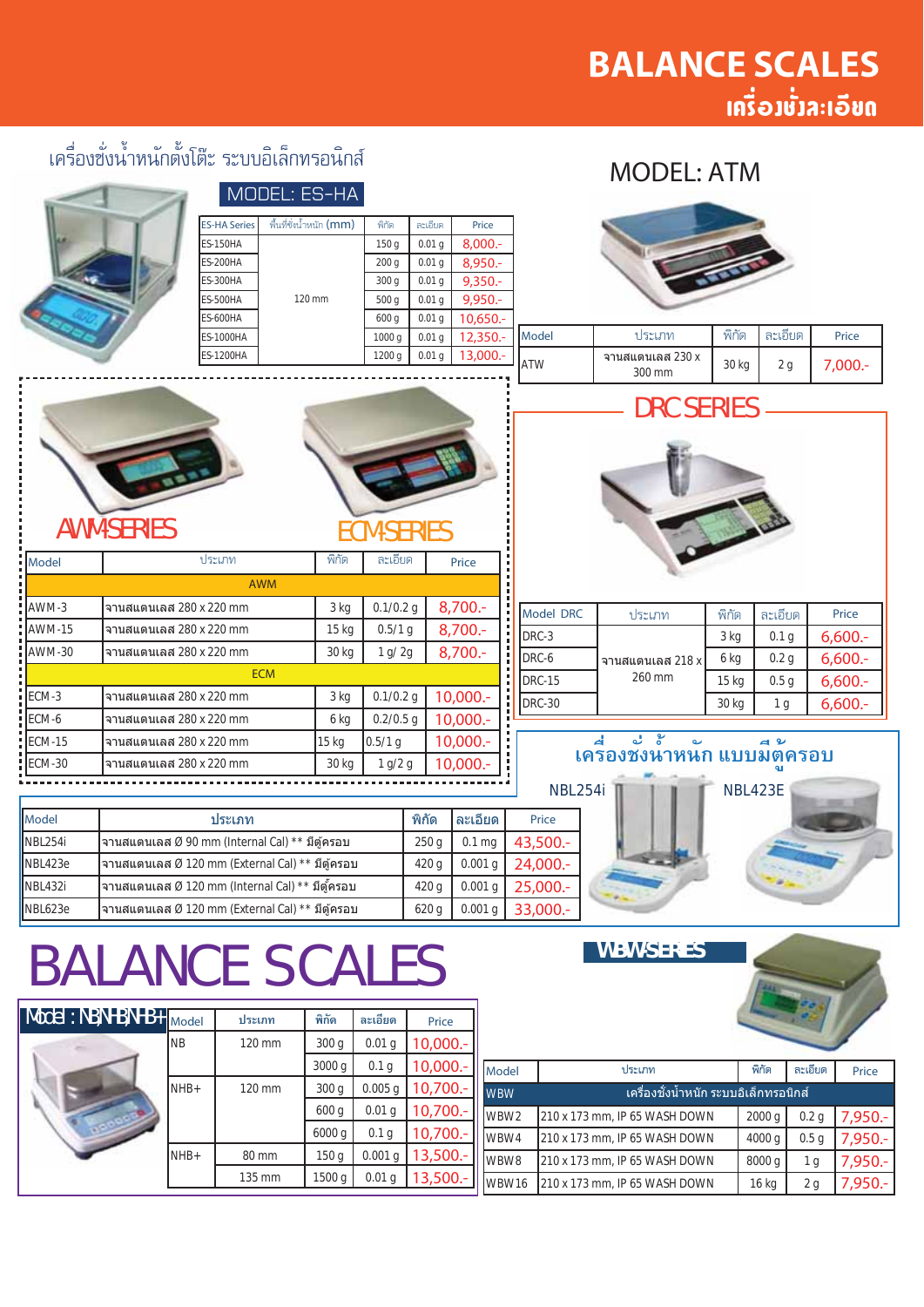# BALANCE SCALES
## เครื่องชั่งละเอียด

### เครื่องชั่งน้ำหนักตั้งโต๊ะ ระบบอิเล็กทรอนิกส์

### MODEL: ES-HA

| ES-HA Series | พื้นที่ชั่งน้ำหนัก (mm) | พิกัด | ละเอียด | Price |
|---|---|---|---|---|
| ES-150HA | 120 mm | 150 g | 0.01 g | 8,000.- |
| ES-200HA | | 200 g | 0.01 g | 8,950.- |
| ES-300HA | | 300 g | 0.01 g | 9,350.- |
| ES-500HA | | 500 g | 0.01 g | 9,950.- |
| ES-600HA | | 600 g | 0.01 g | 10,650.- |
| ES-1000HA | | 1000 g | 0.01 g | 12,350.- |
| ES-1200HA | | 1200 g | 0.01 g | 13,000.- |

### MODEL: ATM

| Model | ประเภท | พิกัด | ละเอียด | Price |
|---|---|---|---|---|
| ATW | จานสแตนเลส 230 x 300 mm | 30 kg | 2 g | 7,000.- |

### AWM SERIES / ECM SERIES

| Model | ประเภท | พิกัด | ละเอียด | Price |
|---|---|---|---|---|
| AWM | | | | |
| AWM-3 | จานสแตนเลส 280 x 220 mm | 3 kg | 0.1/0.2 g | 8,700.- |
| AWM-15 | จานสแตนเลส 280 x 220 mm | 15 kg | 0.5/1 g | 8,700.- |
| AWM-30 | จานสแตนเลส 280 x 220 mm | 30 kg | 1 g/ 2g | 8,700.- |
| ECM | | | | |
| ECM-3 | จานสแตนเลส 280 x 220 mm | 3 kg | 0.1/0.2 g | 10,000.- |
| ECM-6 | จานสแตนเลส 280 x 220 mm | 6 kg | 0.2/0.5 g | 10,000.- |
| ECM-15 | จานสแตนเลส 280 x 220 mm | 15 kg | 0.5/1 g | 10,000.- |
| ECM-30 | จานสแตนเลส 280 x 220 mm | 30 kg | 1 g/2 g | 10,000.- |

### DRC SERIES

| Model DRC | ประเภท | พิกัด | ละเอียด | Price |
|---|---|---|---|---|
| DRC-3 | จานสแตนเลส 218 x 260 mm | 3 kg | 0.1 g | 6,600.- |
| DRC-6 | | 6 kg | 0.2 g | 6,600.- |
| DRC-15 | | 15 kg | 0.5 g | 6,600.- |
| DRC-30 | | 30 kg | 1 g | 6,600.- |

### เครื่องชั่งน้ำหนัก แบบมีตู้ครอบ

NBL254i NBL423E

| Model | ประเภท | พิกัด | ละเอียด | Price |
|---|---|---|---|---|
| NBL254i | จานสแตนเลส Ø 90 mm (Internal Cal) ** มีตู้ครอบ | 250 g | 0.1 mg | 43,500.- |
| NBL423e | จานสแตนเลส Ø 120 mm (External Cal) ** มีตู้ครอบ | 420 g | 0.001 g | 24,000.- |
| NBL432i | จานสแตนเลส Ø 120 mm (Internal Cal) ** มีตู้ครอบ | 420 g | 0.001 g | 25,000.- |
| NBL623e | จานสแตนเลส Ø 120 mm (External Cal) ** มีตู้ครอบ | 620 g | 0.001 g | 33,000.- |

# BALANCE SCALES

### Model : NB,NHB,NHB+

| Model | ประเภท | พิกัด | ละเอียด | Price |
|---|---|---|---|---|
| NB | 120 mm | 300 g | 0.01 g | 10,000.- |
| | | 3000 g | 0.1 g | 10,000.- |
| NHB+ | 120 mm | 300 g | 0.005 g | 10,700.- |
| | | 600 g | 0.01 g | 10,700.- |
| | | 6000 g | 0.1 g | 10,700.- |
| NHB+ | 80 mm | 150 g | 0.001 g | 13,500.- |
| | 135 mm | 1500 g | 0.01 g | 13,500.- |

### WBW SERIES

| Model | ประเภท | พิกัด | ละเอียด | Price |
|---|---|---|---|---|
| WBW | เครื่องชั่งน้ำหนัก ระบบอิเล็กทรอนิกส์ | | | |
| WBW2 | 210 x 173 mm, IP 65 WASH DOWN | 2000 g | 0.2 g | 7,950.- |
| WBW4 | 210 x 173 mm, IP 65 WASH DOWN | 4000 g | 0.5 g | 7,950.- |
| WBW8 | 210 x 173 mm, IP 65 WASH DOWN | 8000 g | 1 g | 7,950.- |
| WBW16 | 210 x 173 mm, IP 65 WASH DOWN | 16 kg | 2 g | 7,950.- |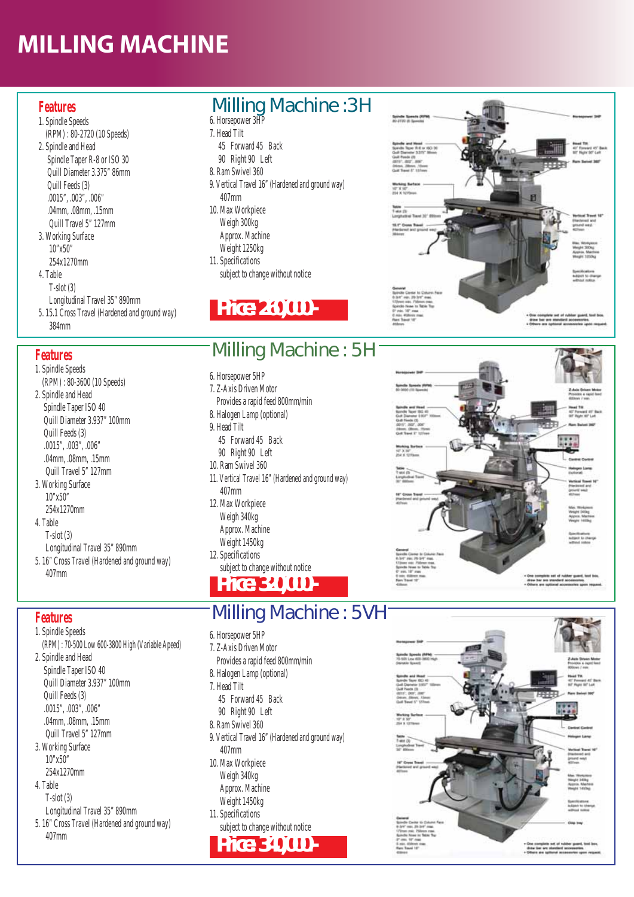# MILLING MACHINE

## Milling Machine :3H

### Features

1. Spindle Speeds
   (RPM) : 80-2720 (10 Speeds)
2. Spindle and Head
   Spindle Taper R-8 or ISO 30
   Quill Diameter 3.375" 86mm
   Quill Feeds (3)
   .0015", .003", .006"
   .04mm, .08mm, .15mm
   Quill Travel 5" 127mm
3. Working Surface
   10"x50"
   254x1270mm
4. Table
   T-slot (3)
   Longitudinal Travel 35" 890mm
5. 15.1 Cross Travel (Hardened and ground way)
   384mm
6. Horsepower 3HP
7. Head Tilt
   45 Forward 45 Back
   90 Right 90 Left
8. Ram Swivel 360
9. Vertical Travel 16" (Hardened and ground way)
   407mm
10. Max Workpiece
    Weigh 300kg
    Approx. Machine
    Weight 1250kg
11. Specifications
    subject to change without notice

**Price 260,000.-**

## Milling Machine : 5H

### Features

1. Spindle Speeds
   (RPM) : 80-3600 (10 Speeds)
2. Spindle and Head
   Spindle Taper ISO 40
   Quill Diameter 3.937" 100mm
   Quill Feeds (3)
   .0015", .003", .006"
   .04mm, .08mm, .15mm
   Quill Travel 5" 127mm
3. Working Surface
   10"x50"
   254x1270mm
4. Table
   T-slot (3)
   Longitudinal Travel 35" 890mm
5. 16" Cross Travel (Hardened and ground way)
   407mm
6. Horsepower 5HP
7. Z-Axis Driven Motor
   Provides a rapid feed 800mm/min
8. Halogen Lamp (optional)
9. Head Tilt
   45 Forward 45 Back
   90 Right 90 Left
10. Ram Swivel 360
11. Vertical Travel 16" (Hardened and ground way)
    407mm
12. Max Workpiece
    Weigh 340kg
    Approx. Machine
    Weight 1450kg
12. Specifications
    subject to change without notice

**Price 320,000.-**

## Milling Machine : 5VH

### Features

1. Spindle Speeds
   (RPM) : 70-500 Low 600-3800 High (Variable Apeed)
2. Spindle and Head
   Spindle Taper ISO 40
   Quill Diameter 3.937" 100mm
   Quill Feeds (3)
   .0015", .003", .006"
   .04mm, .08mm, .15mm
   Quill Travel 5" 127mm
3. Working Surface
   10"x50"
   254x1270mm
4. Table
   T-slot (3)
   Longitudinal Travel 35" 890mm
5. 16" Cross Travel (Hardened and ground way)
   407mm
6. Horsepower 5HP
7. Z-Axis Driven Motor
   Provides a rapid feed 800mm/min
8. Halogen Lamp (optional)
7. Head Tilt
   45 Forward 45 Back
   90 Right 90 Left
8. Ram Swivel 360
9. Vertical Travel 16" (Hardened and ground way)
   407mm
10. Max Workpiece
    Weigh 340kg
    Approx. Machine
    Weight 1450kg
11. Specifications
    subject to change without notice

**Price 340,000.-**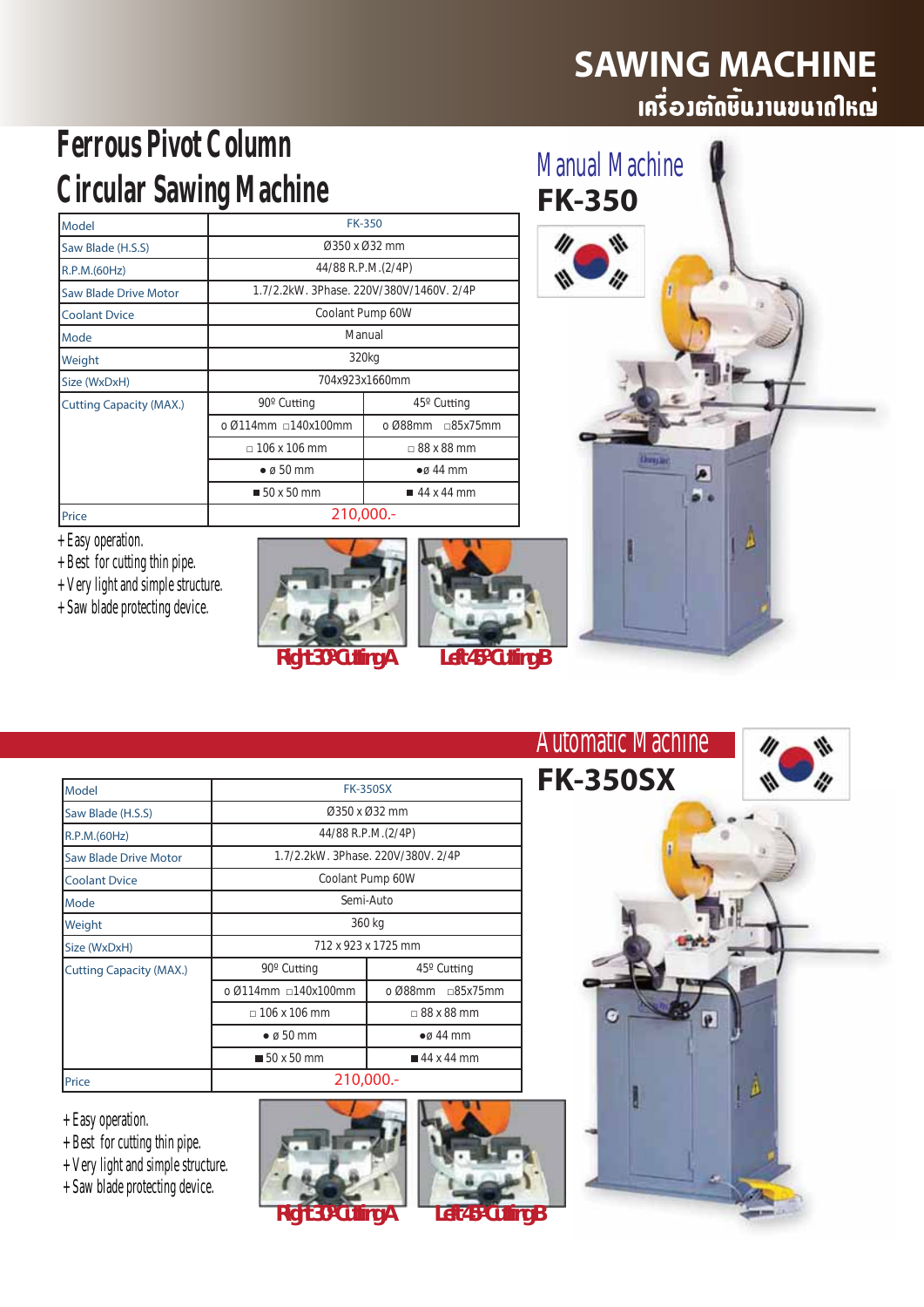# SAWING MACHINE
## เครื่องตัดชิ้นงานขนาดใหญ่

## Ferrous Pivot Column Circular Sawing Machine

### Manual Machine
### FK-350

| Model | FK-350 | |
|---|---|---|
| Saw Blade (H.S.S) | Ø350 x Ø32 mm | |
| R.P.M.(60Hz) | 44/88 R.P.M.(2/4P) | |
| Saw Blade Drive Motor | 1.7/2.2kW. 3Phase. 220V/380V/1460V. 2/4P | |
| Coolant Dvice | Coolant Pump 60W | |
| Mode | Manual | |
| Weight | 320kg | |
| Size (WxDxH) | 704x923x1660mm | |
| Cutting Capacity (MAX.) | 90º Cutting | 45º Cutting |
| | o Ø114mm □140x100mm | o Ø88mm □85x75mm |
| | □ 106 x 106 mm | □ 88 x 88 mm |
| | ● ø 50 mm | ●ø 44 mm |
| | ■ 50 x 50 mm | ■ 44 x 44 mm |
| Price | 210,000.- | |

+ Easy operation.
+ Best for cutting thin pipe.
+ Very light and simple structure.
+ Saw blade protecting device.

Right 30º Cutting A &nbsp;&nbsp; Left 45º Cutting B

### Automatic Machine
### FK-350SX

| Model | FK-350SX | |
|---|---|---|
| Saw Blade (H.S.S) | Ø350 x Ø32 mm | |
| R.P.M.(60Hz) | 44/88 R.P.M.(2/4P) | |
| Saw Blade Drive Motor | 1.7/2.2kW. 3Phase. 220V/380V. 2/4P | |
| Coolant Dvice | Coolant Pump 60W | |
| Mode | Semi-Auto | |
| Weight | 360 kg | |
| Size (WxDxH) | 712 x 923 x 1725 mm | |
| Cutting Capacity (MAX.) | 90º Cutting | 45º Cutting |
| | o Ø114mm □140x100mm | o Ø88mm □85x75mm |
| | □ 106 x 106 mm | □ 88 x 88 mm |
| | ● ø 50 mm | ●ø 44 mm |
| | ■ 50 x 50 mm | ■ 44 x 44 mm |
| Price | 210,000.- | |

+ Easy operation.
+ Best for cutting thin pipe.
+ Very light and simple structure.
+ Saw blade protecting device.

Right 30º Cutting A &nbsp;&nbsp; Left 45º Cutting B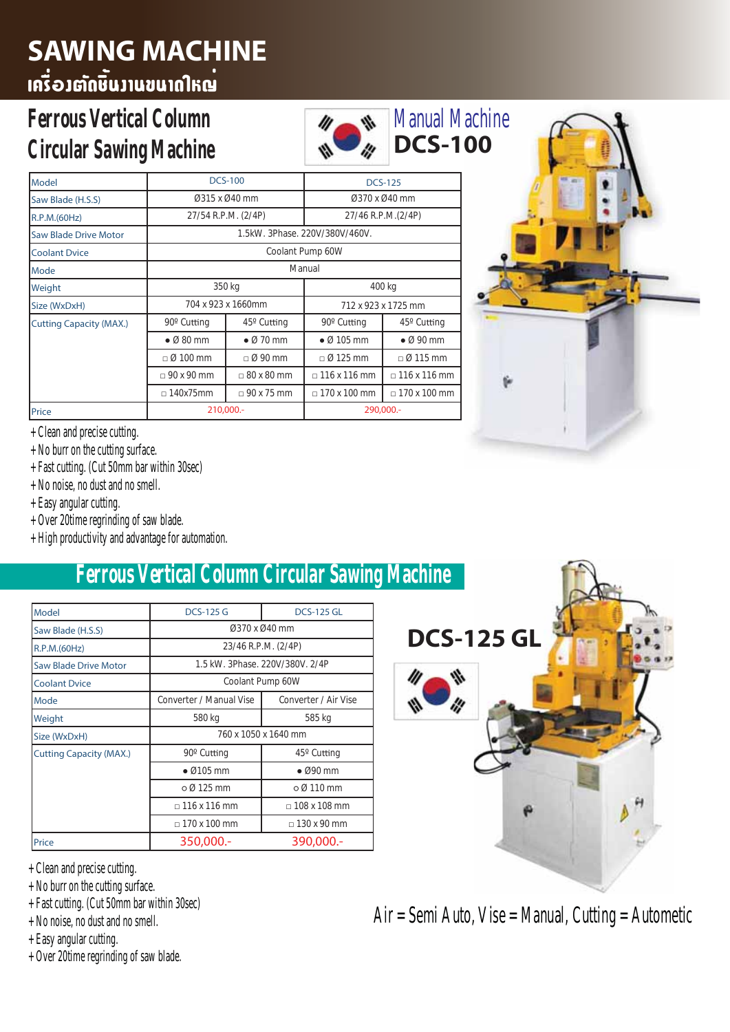# SAWING MACHINE
## เครื่องตัดชิ้นงานขนาดใหญ่

## Ferrous Vertical Column Circular Sawing Machine

Manual Machine
**DCS-100**

| Model | DCS-100 | | DCS-125 | |
|---|---|---|---|---|
| Saw Blade (H.S.S) | Ø315 x Ø40 mm | | Ø370 x Ø40 mm | |
| R.P.M.(60Hz) | 27/54 R.P.M. (2/4P) | | 27/46 R.P.M.(2/4P) | |
| Saw Blade Drive Motor | 1.5kW. 3Phase. 220V/380V/460V. | | | |
| Coolant Dvice | Coolant Pump 60W | | | |
| Mode | Manual | | | |
| Weight | 350 kg | | 400 kg | |
| Size (WxDxH) | 704 x 923 x 1660mm | | 712 x 923 x 1725 mm | |
| Cutting Capacity (MAX.) | 90º Cutting | 45º Cutting | 90º Cutting | 45º Cutting |
| | ● Ø 80 mm | ● Ø 70 mm | ● Ø 105 mm | ● Ø 90 mm |
| | □ Ø 100 mm | □ Ø 90 mm | □ Ø 125 mm | □ Ø 115 mm |
| | □ 90 x 90 mm | □ 80 x 80 mm | □ 116 x 116 mm | □ 116 x 116 mm |
| | □ 140x75mm | □ 90 x 75 mm | □ 170 x 100 mm | □ 170 x 100 mm |
| Price | 210,000.- | | 290,000.- | |

+ Clean and precise cutting.
+ No burr on the cutting surface.
+ Fast cutting. (Cut 50mm bar within 30sec)
+ No noise, no dust and no smell.
+ Easy angular cutting.
+ Over 20time regrinding of saw blade.
+ High productivity and advantage for automation.

## Ferrous Vertical Column Circular Sawing Machine

**DCS-125 GL**

| Model | DCS-125 G | DCS-125 GL |
|---|---|---|
| Saw Blade (H.S.S) | Ø370 x Ø40 mm | |
| R.P.M.(60Hz) | 23/46 R.P.M. (2/4P) | |
| Saw Blade Drive Motor | 1.5 kW. 3Phase. 220V/380V. 2/4P | |
| Coolant Dvice | Coolant Pump 60W | |
| Mode | Converter / Manual Vise | Converter / Air Vise |
| Weight | 580 kg | 585 kg |
| Size (WxDxH) | 760 x 1050 x 1640 mm | |
| Cutting Capacity (MAX.) | 90º Cutting | 45º Cutting |
| | ● Ø105 mm | ● Ø90 mm |
| | ○ Ø 125 mm | ○ Ø 110 mm |
| | □ 116 x 116 mm | □ 108 x 108 mm |
| | □ 170 x 100 mm | □ 130 x 90 mm |
| Price | 350,000.- | 390,000.- |

+ Clean and precise cutting.
+ No burr on the cutting surface.
+ Fast cutting. (Cut 50mm bar within 30sec)
+ No noise, no dust and no smell.
+ Easy angular cutting.
+ Over 20time regrinding of saw blade.

Air = Semi Auto, Vise = Manual, Cutting = Autometic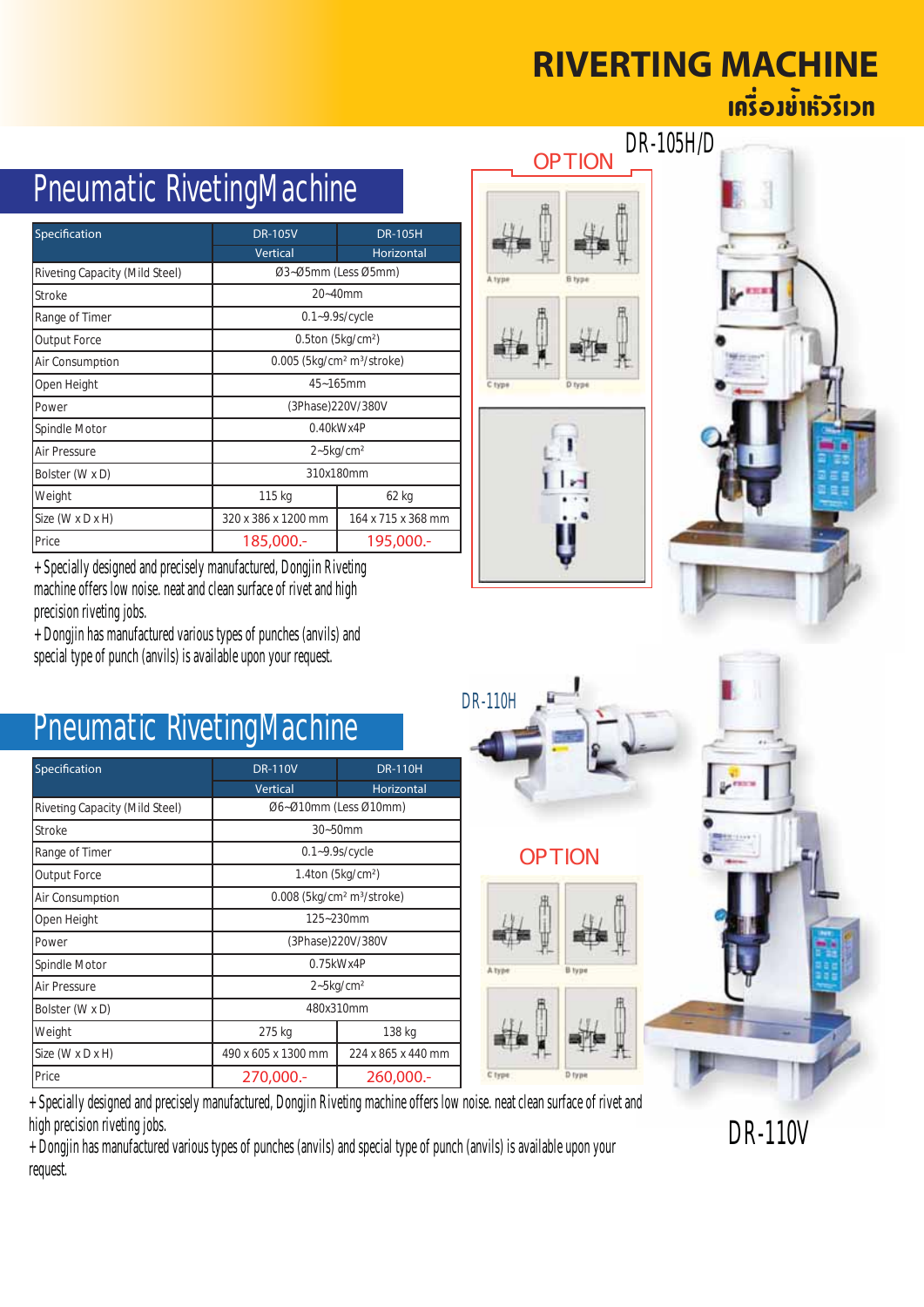# RIVERTING MACHINE

## เครื่องย้ำหัวรีเวท

## Pneumatic RivetingMachine

| Specification | DR-105V Vertical | DR-105H Horizontal |
|---|---|---|
| Riveting Capacity (Mild Steel) | Ø3~Ø5mm (Less Ø5mm) | |
| Stroke | 20~40mm | |
| Range of Timer | 0.1~9.9s/cycle | |
| Output Force | 0.5ton (5kg/cm²) | |
| Air Consumption | 0.005 (5kg/cm² m³/stroke) | |
| Open Height | 45~165mm | |
| Power | (3Phase)220V/380V | |
| Spindle Motor | 0.40kWx4P | |
| Air Pressure | 2~5kg/cm² | |
| Bolster (W x D) | 310x180mm | |
| Weight | 115 kg | 62 kg |
| Size (W x D x H) | 320 x 386 x 1200 mm | 164 x 715 x 368 mm |
| Price | 185,000.- | 195,000.- |

+Specially designed and precisely manufactured, Dongjin Riveting machine offers low noise. neat and clean surface of rivet and high precision riveting jobs.

+Dongjin has manufactured various types of punches (anvils) and special type of punch (anvils) is available upon your request.

OPTION

A type B type C type D type

DR-105H/D

## Pneumatic RivetingMachine

| Specification | DR-110V Vertical | DR-110H Horizontal |
|---|---|---|
| Riveting Capacity (Mild Steel) | Ø6~Ø10mm (Less Ø10mm) | |
| Stroke | 30~50mm | |
| Range of Timer | 0.1~9.9s/cycle | |
| Output Force | 1.4ton (5kg/cm²) | |
| Air Consumption | 0.008 (5kg/cm² m³/stroke) | |
| Open Height | 125~230mm | |
| Power | (3Phase)220V/380V | |
| Spindle Motor | 0.75kWx4P | |
| Air Pressure | 2~5kg/cm² | |
| Bolster (W x D) | 480x310mm | |
| Weight | 275 kg | 138 kg |
| Size (W x D x H) | 490 x 605 x 1300 mm | 224 x 865 x 440 mm |
| Price | 270,000.- | 260,000.- |

+Specially designed and precisely manufactured, Dongjin Riveting machine offers low noise. neat clean surface of rivet and high precision riveting jobs.

+Dongjin has manufactured various types of punches (anvils) and special type of punch (anvils) is available upon your request.

DR-110H

OPTION

A type B type C type D type

DR-110V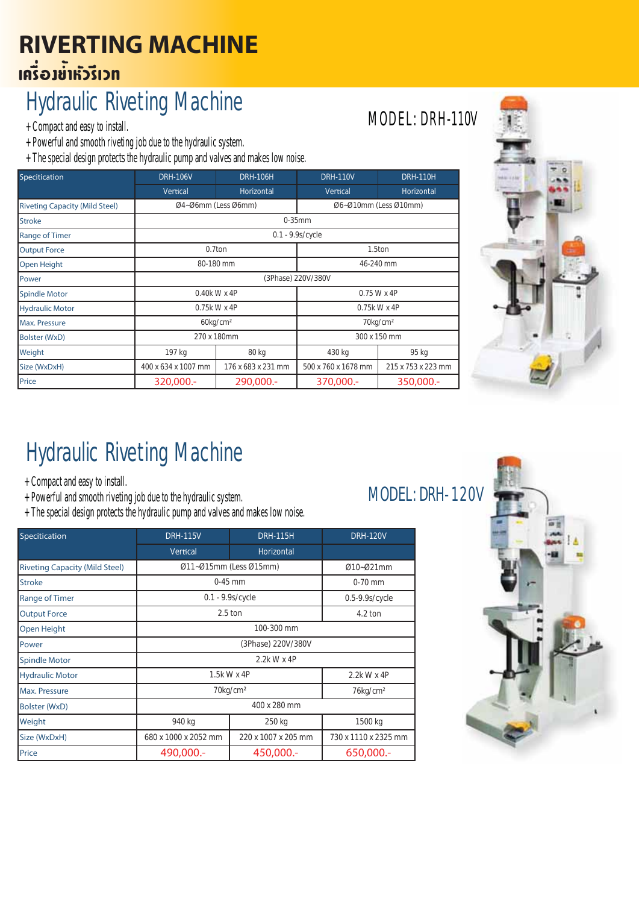# RIVERTING MACHINE

## เครื่องย้ำหัวรีเวท

## Hydraulic Riveting Machine

MODEL: DRH-110V

+ Compact and easy to install.
+ Powerful and smooth riveting job due to the hydraulic system.
+ The special design protects the hydraulic pump and valves and makes low noise.

| Specitication | DRH-106V | DRH-106H | DRH-110V | DRH-110H |
|---|---|---|---|---|
| | Vertical | Horizontal | Vertical | Horizontal |
| Riveting Capacity (Mild Steel) | Ø4~Ø6mm (Less Ø6mm) | | Ø6~Ø10mm (Less Ø10mm) | |
| Stroke | 0-35mm | | | |
| Range of Timer | 0.1 - 9.9s/cycle | | | |
| Output Force | 0.7ton | | 1.5ton | |
| Open Height | 80-180 mm | | 46-240 mm | |
| Power | (3Phase) 220V/380V | | | |
| Spindle Motor | 0.40k W x 4P | | 0.75 W x 4P | |
| Hydraulic Motor | 0.75k W x 4P | | 0.75k W x 4P | |
| Max. Pressure | 60kg/cm² | | 70kg/cm² | |
| Bolster (WxD) | 270 x 180mm | | 300 x 150 mm | |
| Weight | 197 kg | 80 kg | 430 kg | 95 kg |
| Size (WxDxH) | 400 x 634 x 1007 mm | 176 x 683 x 231 mm | 500 x 760 x 1678 mm | 215 x 753 x 223 mm |
| Price | 320,000.- | 290,000.- | 370,000.- | 350,000.- |

## Hydraulic Riveting Machine

MODEL: DRH-120V

+ Compact and easy to install.
+ Powerful and smooth riveting job due to the hydraulic system.
+ The special design protects the hydraulic pump and valves and makes low noise.

| Specitication | DRH-115V | DRH-115H | DRH-120V |
|---|---|---|---|
| | Vertical | Horizontal | |
| Riveting Capacity (Mild Steel) | Ø11~Ø15mm (Less Ø15mm) | | Ø10~Ø21mm |
| Stroke | 0-45 mm | | 0-70 mm |
| Range of Timer | 0.1 - 9.9s/cycle | | 0.5-9.9s/cycle |
| Output Force | 2.5 ton | | 4.2 ton |
| Open Height | 100-300 mm | | |
| Power | (3Phase) 220V/380V | | |
| Spindle Motor | 2.2k W x 4P | | |
| Hydraulic Motor | 1.5k W x 4P | | 2.2k W x 4P |
| Max. Pressure | 70kg/cm² | | 76kg/cm² |
| Bolster (WxD) | 400 x 280 mm | | |
| Weight | 940 kg | 250 kg | 1500 kg |
| Size (WxDxH) | 680 x 1000 x 2052 mm | 220 x 1007 x 205 mm | 730 x 1110 x 2325 mm |
| Price | 490,000.- | 450,000.- | 650,000.- |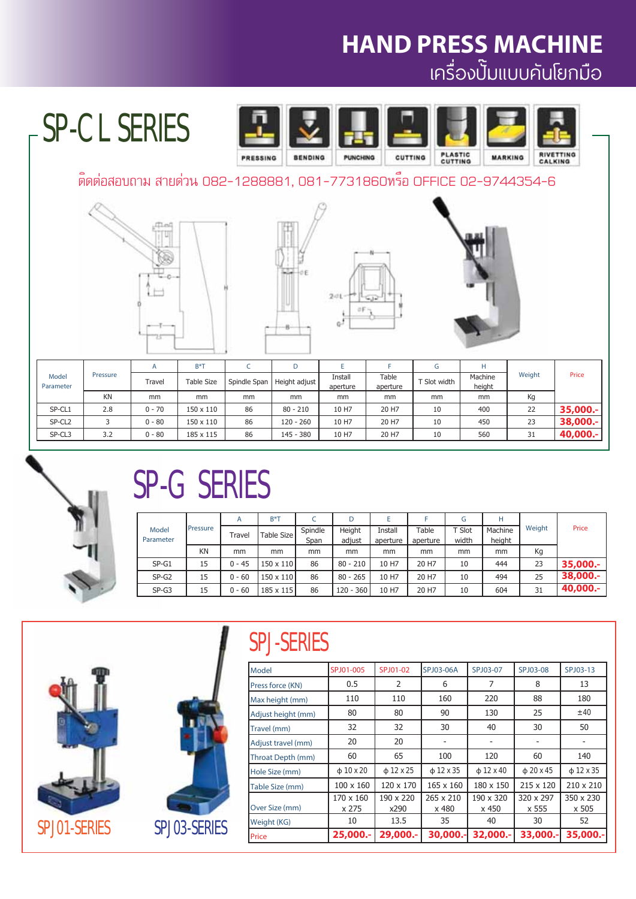# HAND PRESS MACHINE
## เครื่องปั๊มแบบคันโยกมือ

## SP-C L SERIES

PRESSING | BENDING | PUNCHING | CUTTING | PLASTIC CUTTING | MARKING | RIVETTING CALKING

ติดต่อสอบถาม สายด่วน 082-1288881, 081-7731860หรือ OFFICE 02-9744354-6

| Model Parameter | Pressure | A | B*T | C | D | E | F | G | H | Weight | Price |
|---|---|---|---|---|---|---|---|---|---|---|---|
| | | Travel | Table Size | Spindle Span | Height adjust | Install aperture | Table aperture | T Slot width | Machine height | | |
| | KN | mm | mm | mm | mm | mm | mm | mm | mm | Kg | |
| SP-CL1 | 2.8 | 0 - 70 | 150 x 110 | 86 | 80 - 210 | 10 H7 | 20 H7 | 10 | 400 | 22 | **35,000.-** |
| SP-CL2 | 3 | 0 - 80 | 150 x 110 | 86 | 120 - 260 | 10 H7 | 20 H7 | 10 | 450 | 23 | **38,000.-** |
| SP-CL3 | 3.2 | 0 - 80 | 185 x 115 | 86 | 145 - 380 | 10 H7 | 20 H7 | 10 | 560 | 31 | **40,000.-** |

## SP-G SERIES

| Model Parameter | Pressure | A | B*T | C | D | E | F | G | H | Weight | Price |
|---|---|---|---|---|---|---|---|---|---|---|---|
| | | Travel | Table Size | Spindle Span | Height adjust | Install aperture | Table aperture | T Slot width | Machine height | | |
| | KN | mm | mm | mm | mm | mm | mm | mm | mm | Kg | |
| SP-G1 | 15 | 0 - 45 | 150 x 110 | 86 | 80 - 210 | 10 H7 | 20 H7 | 10 | 444 | 23 | **35,000.-** |
| SP-G2 | 15 | 0 - 60 | 150 x 110 | 86 | 80 - 265 | 10 H7 | 20 H7 | 10 | 494 | 25 | **38,000.-** |
| SP-G3 | 15 | 0 - 60 | 185 x 115 | 86 | 120 - 360 | 10 H7 | 20 H7 | 10 | 604 | 31 | **40,000.-** |

## SPJ-SERIES

| Model | SPJ01-005 | SPJ01-02 | SPJ03-06A | SPJ03-07 | SPJ03-08 | SPJ03-13 |
|---|---|---|---|---|---|---|
| Press force (KN) | 0.5 | 2 | 6 | 7 | 8 | 13 |
| Max height (mm) | 110 | 110 | 160 | 220 | 88 | 180 |
| Adjust height (mm) | 80 | 80 | 90 | 130 | 25 | ±40 |
| Travel (mm) | 32 | 32 | 30 | 40 | 30 | 50 |
| Adjust travel (mm) | 20 | 20 | - | - | - | - |
| Throat Depth (mm) | 60 | 65 | 100 | 120 | 60 | 140 |
| Hole Size (mm) | ɸ 10 x 20 | ɸ 12 x 25 | ɸ 12 x 35 | ɸ 12 x 40 | ɸ 20 x 45 | ɸ 12 x 35 |
| Table Size (mm) | 100 x 160 | 120 x 170 | 165 x 160 | 180 x 150 | 215 x 120 | 210 x 210 |
| Over Size (mm) | 170 x 160 x 275 | 190 x 220 x290 | 265 x 210 x 480 | 190 x 320 x 450 | 320 x 297 x 555 | 350 x 230 x 505 |
| Weight (KG) | 10 | 13.5 | 35 | 40 | 30 | 52 |
| Price | **25,000.-** | **29,000.-** | **30,000.-** | **32,000.-** | **33,000.-** | **35,000.-** |

SPJ01-SERIES

SPJ03-SERIES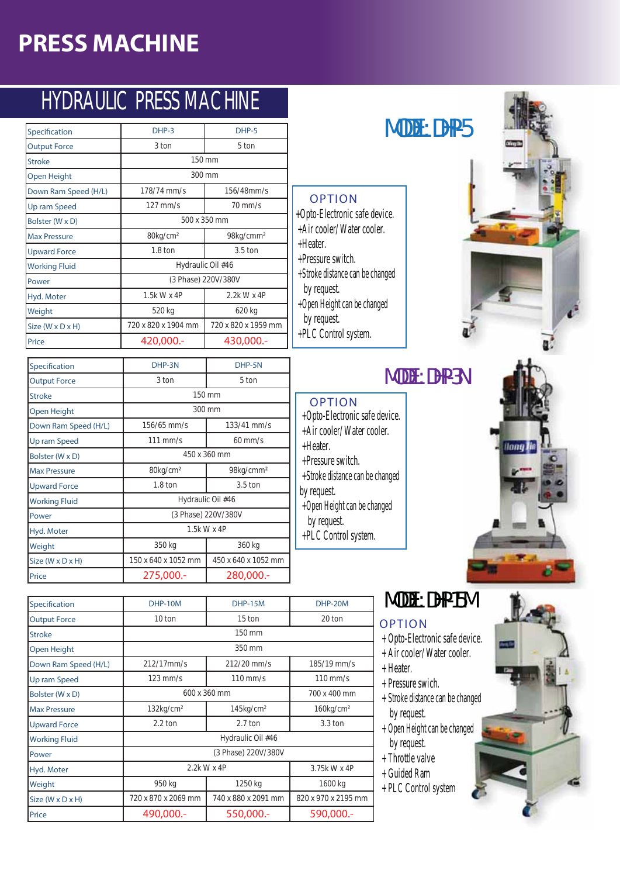# PRESS MACHINE

## HYDRAULIC PRESS MACHINE

### MODEL: DHP-5

| Specification | DHP-3 | DHP-5 |
|---|---|---|
| Output Force | 3 ton | 5 ton |
| Stroke | 150 mm | |
| Open Height | 300 mm | |
| Down Ram Speed (H/L) | 178/74 mm/s | 156/48mm/s |
| Up ram Speed | 127 mm/s | 70 mm/s |
| Bolster (W x D) | 500 x 350 mm | |
| Max Pressure | 80kg/cm² | 98kg/cmm² |
| Upward Force | 1.8 ton | 3.5 ton |
| Working Fluid | Hydraulic Oil #46 | |
| Power | (3 Phase) 220V/380V | |
| Hyd. Moter | 1.5k W x 4P | 2.2k W x 4P |
| Weight | 520 kg | 620 kg |
| Size (W x D x H) | 720 x 820 x 1904 mm | 720 x 820 x 1959 mm |
| Price | 420,000.- | 430,000.- |

**OPTION**

+Opto-Electronic safe device.
+Air cooler/ Water cooler.
+Heater.
+Pressure switch.
+Stroke distance can be changed by request.
+Open Height can be changed by request.
+PLC Control system.

### MODEL: DHP-3N

| Specification | DHP-3N | DHP-5N |
|---|---|---|
| Output Force | 3 ton | 5 ton |
| Stroke | 150 mm | |
| Open Height | 300 mm | |
| Down Ram Speed (H/L) | 156/65 mm/s | 133/41 mm/s |
| Up ram Speed | 111 mm/s | 60 mm/s |
| Bolster (W x D) | 450 x 360 mm | |
| Max Pressure | 80kg/cm² | 98kg/cmm² |
| Upward Force | 1.8 ton | 3.5 ton |
| Working Fluid | Hydraulic Oil #46 | |
| Power | (3 Phase) 220V/380V | |
| Hyd. Moter | 1.5k W x 4P | |
| Weight | 350 kg | 360 kg |
| Size (W x D x H) | 150 x 640 x 1052 mm | 450 x 640 x 1052 mm |
| Price | 275,000.- | 280,000.- |

**OPTION**

+Opto-Electronic safe device.
+Air cooler/ Water cooler.
+Heater.
+Pressure switch.
+Stroke distance can be changed by request.
+Open Height can be changed by request.
+PLC Control system.

### MODEL: DHP-15M

| Specification | DHP-10M | DHP-15M | DHP-20M |
|---|---|---|---|
| Output Force | 10 ton | 15 ton | 20 ton |
| Stroke | 150 mm | | |
| Open Height | 350 mm | | |
| Down Ram Speed (H/L) | 212/17mm/s | 212/20 mm/s | 185/19 mm/s |
| Up ram Speed | 123 mm/s | 110 mm/s | 110 mm/s |
| Bolster (W x D) | 600 x 360 mm | | 700 x 400 mm |
| Max Pressure | 132kg/cm² | 145kg/cm² | 160kg/cm² |
| Upward Force | 2.2 ton | 2.7 ton | 3.3 ton |
| Working Fluid | Hydraulic Oil #46 | | |
| Power | (3 Phase) 220V/380V | | |
| Hyd. Moter | 2.2k W x 4P | | 3.75k W x 4P |
| Weight | 950 kg | 1250 kg | 1600 kg |
| Size (W x D x H) | 720 x 870 x 2069 mm | 740 x 880 x 2091 mm | 820 x 970 x 2195 mm |
| Price | 490,000.- | 550,000.- | 590,000.- |

**OPTION**

+ Opto-Electronic safe device.
+ Air cooler/ Water cooler.
+ Heater.
+ Pressure swich.
+ Stroke distance can be changed by request.
+ Open Height can be changed by request.
+ Throttle valve
+ Guided Ram
+ PLC Control system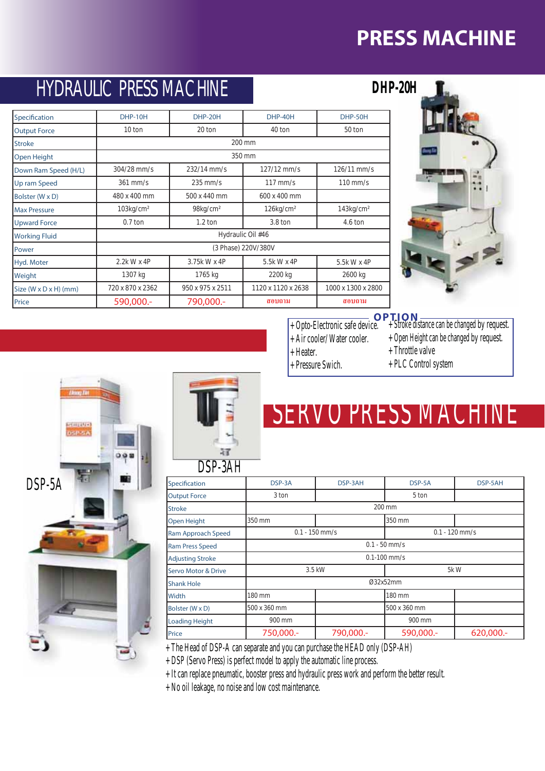# PRESS MACHINE

## HYDRAULIC PRESS MACHINE

**DHP-20H**

| Specification | DHP-10H | DHP-20H | DHP-40H | DHP-50H |
|---|---|---|---|---|
| Output Force | 10 ton | 20 ton | 40 ton | 50 ton |
| Stroke | 200 mm | | | |
| Open Height | 350 mm | | | |
| Down Ram Speed (H/L) | 304/28 mm/s | 232/14 mm/s | 127/12 mm/s | 126/11 mm/s |
| Up ram Speed | 361 mm/s | 235 mm/s | 117 mm/s | 110 mm/s |
| Bolster (W x D) | 480 x 400 mm | 500 x 440 mm | 600 x 400 mm | |
| Max Pressure | 103kg/cm² | 98kg/cm² | 126kg/cm² | 143kg/cm² |
| Upward Force | 0.7 ton | 1.2 ton | 3.8 ton | 4.6 ton |
| Working Fluid | Hydraulic Oil #46 | | | |
| Power | (3 Phase) 220V/380V | | | |
| Hyd. Moter | 2.2k W x 4P | 3.75k W x 4P | 5.5k W x 4P | 5.5k W x 4P |
| Weight | 1307 kg | 1765 kg | 2200 kg | 2600 kg |
| Size (W x D x H) (mm) | 720 x 870 x 2362 | 950 x 975 x 2511 | 1120 x 1120 x 2638 | 1000 x 1300 x 2800 |
| Price | 590,000.- | 790,000.- | สอบถาม | สอบถาม |

### OPTION

- +Opto-Electronic safe device.
- +Air cooler/ Water cooler.
- +Heater.
- +Pressure Swich.
- +Stroke distance can be changed by request.
- +Open Height can be changed by request.
- +Throttle valve
- +PLC Control system

## SERVO PRESS MACHINE

DSP-5A

DSP-3AH

| Specification | DSP-3A | DSP-3AH | DSP-5A | DSP-5AH |
|---|---|---|---|---|
| Output Force | 3 ton | | 5 ton | |
| Stroke | 200 mm | | | |
| Open Height | 350 mm | | 350 mm | |
| Ram Approach Speed | 0.1 - 150 mm/s | | 0.1 - 120 mm/s | |
| Ram Press Speed | 0.1 - 50 mm/s | | | |
| Adjusting Stroke | 0.1-100 mm/s | | | |
| Servo Motor & Drive | 3.5 kW | | 5k W | |
| Shank Hole | Ø32x52mm | | | |
| Width | 180 mm | | 180 mm | |
| Bolster (W x D) | 500 x 360 mm | | 500 x 360 mm | |
| Loading Height | 900 mm | | 900 mm | |
| Price | 750,000.- | 790,000.- | 590,000.- | 620,000.- |

- +The Head of DSP-A can separate and you can purchase the HEAD only (DSP-AH)
- +DSP (Servo Press) is perfect model to apply the automatic line process.
- +It can replace pneumatic, booster press and hydraulic press work and perform the better result.
- +No oil leakage, no noise and low cost maintenance.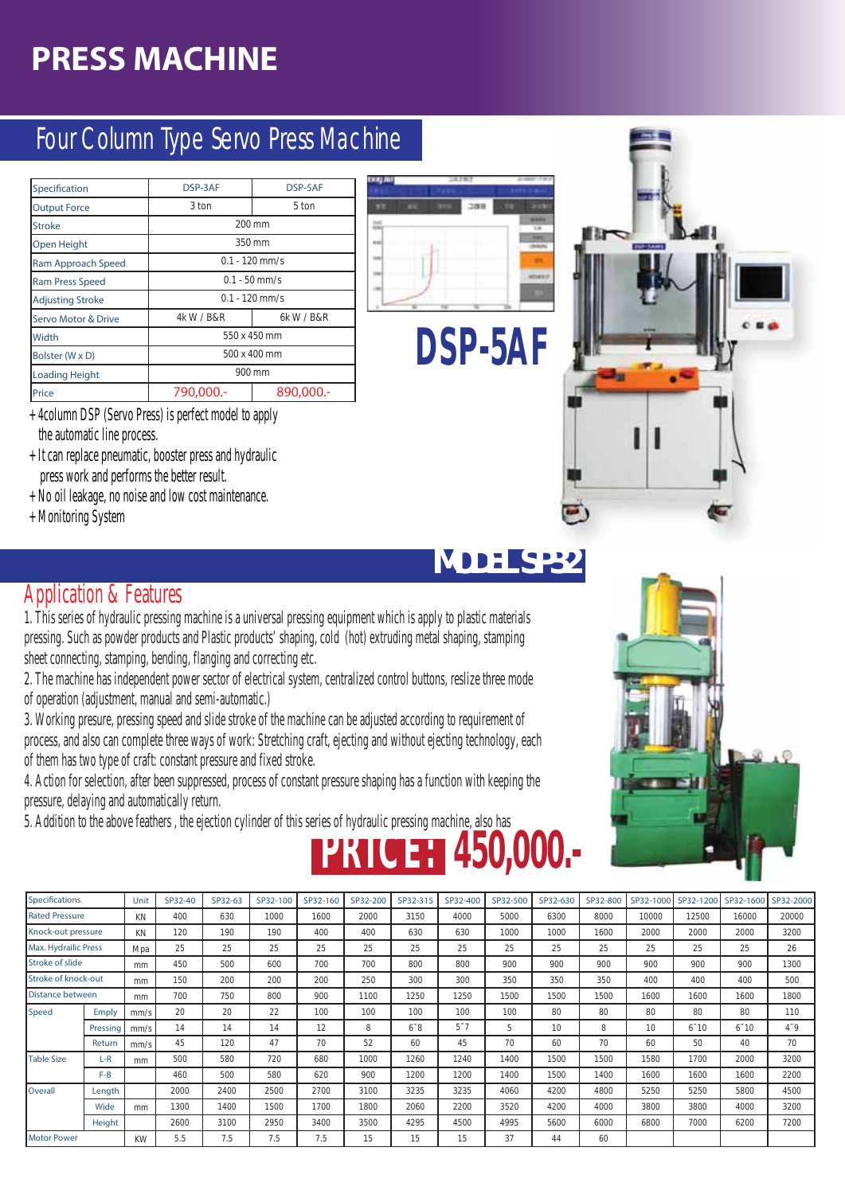# PRESS MACHINE

## Four Column Type Servo Press Machine

| Specification | DSP-3AF | DSP-5AF |
|---|---|---|
| Output Force | 3 ton | 5 ton |
| Stroke | 200 mm | |
| Open Height | 350 mm | |
| Ram Approach Speed | 0.1 - 120 mm/s | |
| Ram Press Speed | 0.1 - 50 mm/s | |
| Adjusting Stroke | 0.1 - 120 mm/s | |
| Servo Motor & Drive | 4k W / B&R | 6k W / B&R |
| Width | 550 x 450 mm | |
| Bolster (W x D) | 500 x 400 mm | |
| Loading Height | 900 mm | |
| Price | 790,000.- | 890,000.- |

+ 4column DSP (Servo Press) is perfect model to apply the automatic line process.
+ It can replace pneumatic, booster press and hydraulic press work and performs the better result.
+ No oil leakage, no noise and low cost maintenance.
+ Monitoring System

**DSP-5AF**

## MODEL SP32

### Application & Features

1. This series of hydraulic pressing machine is a universal pressing equipment which is apply to plastic materials pressing. Such as powder products and Plastic products' shaping, cold (hot) extruding metal shaping, stamping sheet connecting, stamping, bending, flanging and correcting etc.
2. The machine has independent power sector of electrical system, centralized control buttons, reslize three mode of operation (adjustment, manual and semi-automatic.)
3. Working presure, pressing speed and slide stroke of the machine can be adjusted according to requirement of process, and also can complete three ways of work: Stretching craft, ejecting and without ejecting technology, each of them has two type of craft: constant pressure and fixed stroke.
4. Action for selection, after been suppressed, process of constant pressure shaping has a function with keeping the pressure, delaying and automatically return.
5. Addition to the above feathers , the ejection cylinder of this series of hydraulic pressing machine, also has

**PRICE : 450,000.-**

| Specifications | | Unit | SP32-40 | SP32-63 | SP32-100 | SP32-160 | SP32-200 | SP32-315 | SP32-400 | SP32-500 | SP32-630 | SP32-800 | SP32-1000 | SP32-1200 | SP32-1600 | SP32-2000 |
|---|---|---|---|---|---|---|---|---|---|---|---|---|---|---|---|---|
| Rated Pressure | | KN | 400 | 630 | 1000 | 1600 | 2000 | 3150 | 4000 | 5000 | 6300 | 8000 | 10000 | 12500 | 16000 | 20000 |
| Knock-out pressure | | KN | 120 | 190 | 190 | 400 | 400 | 630 | 630 | 1000 | 1000 | 1600 | 2000 | 2000 | 2000 | 3200 |
| Max. Hydrailic Press | | Mpa | 25 | 25 | 25 | 25 | 25 | 25 | 25 | 25 | 25 | 25 | 25 | 25 | 25 | 26 |
| Stroke of slide | | mm | 450 | 500 | 600 | 700 | 700 | 800 | 800 | 900 | 900 | 900 | 900 | 900 | 900 | 1300 |
| Stroke of knock-out | | mm | 150 | 200 | 200 | 200 | 250 | 300 | 300 | 350 | 350 | 350 | 400 | 400 | 400 | 500 |
| Distance between | | mm | 700 | 750 | 800 | 900 | 1100 | 1250 | 1250 | 1500 | 1500 | 1500 | 1600 | 1600 | 1600 | 1800 |
| Speed | Emply | mm/s | 20 | 20 | 22 | 100 | 100 | 100 | 100 | 100 | 80 | 80 | 80 | 80 | 80 | 110 |
| | Pressing | mm/s | 14 | 14 | 14 | 12 | 8 | 6~8 | 5~7 | 5 | 10 | 8 | 10 | 6~10 | 6~10 | 4~9 |
| | Return | mm/s | 45 | 120 | 47 | 70 | 52 | 60 | 45 | 70 | 60 | 70 | 60 | 50 | 40 | 70 |
| Table Size | L-R | mm | 500 | 580 | 720 | 680 | 1000 | 1260 | 1240 | 1400 | 1500 | 1500 | 1580 | 1700 | 2000 | 3200 |
| | F-B | | 460 | 500 | 580 | 620 | 900 | 1200 | 1200 | 1400 | 1500 | 1400 | 1600 | 1600 | 1600 | 2200 |
| Overall | Length | | 2000 | 2400 | 2500 | 2700 | 3100 | 3235 | 3235 | 4060 | 4200 | 4800 | 5250 | 5250 | 5800 | 4500 |
| | Wide | mm | 1300 | 1400 | 1500 | 1700 | 1800 | 2060 | 2200 | 3520 | 4200 | 4000 | 3800 | 3800 | 4000 | 3200 |
| | Height | | 2600 | 3100 | 2950 | 3400 | 3500 | 4295 | 4500 | 4995 | 5600 | 6000 | 6800 | 7000 | 6200 | 7200 |
| Motor Power | | KW | 5.5 | 7.5 | 7.5 | 7.5 | 15 | 15 | 15 | 37 | 44 | 60 | | | | |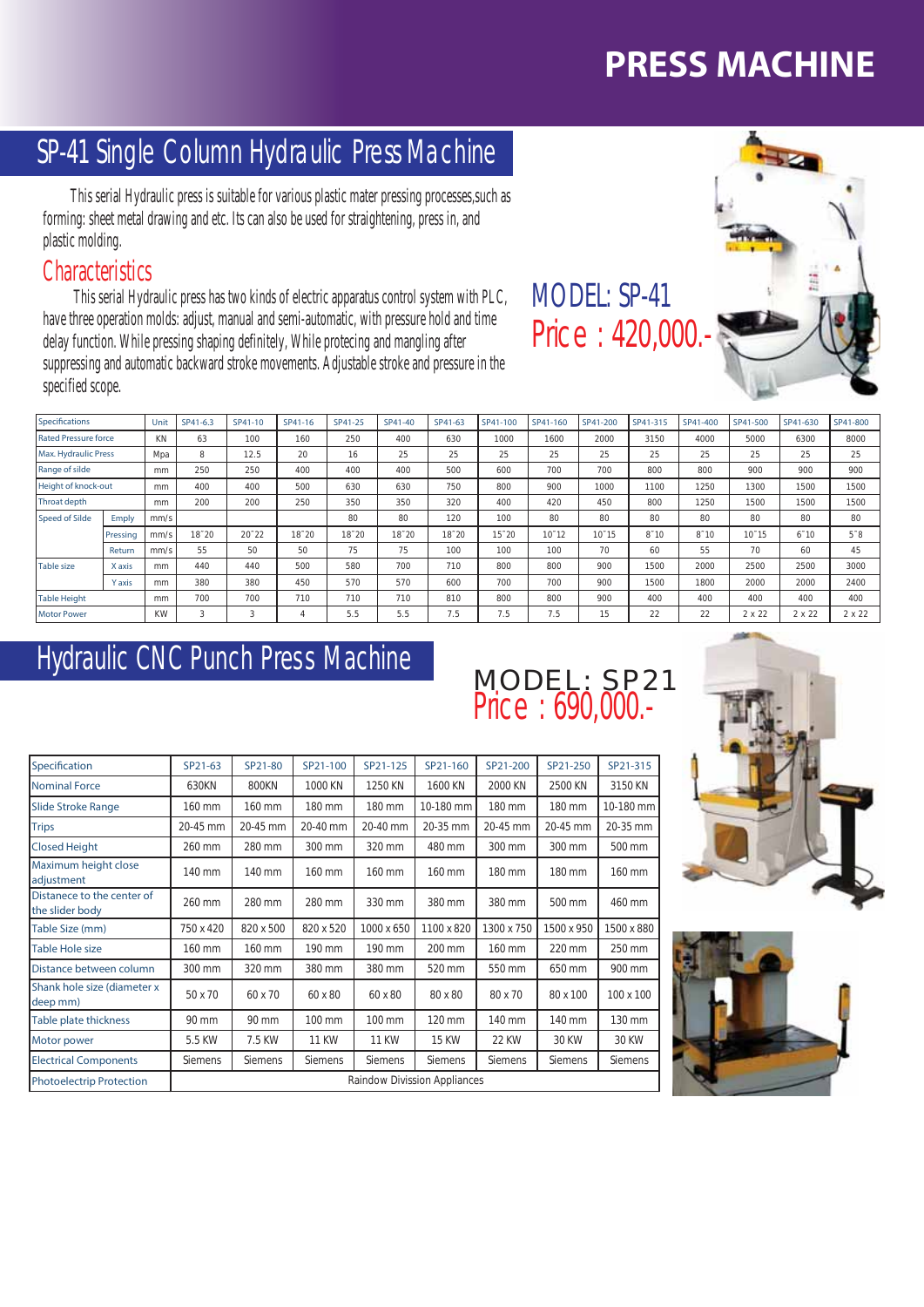# PRESS MACHINE

## SP-41 Single Column Hydraulic Press Machine

This serial Hydraulic press is suitable for various plastic mater pressing processes,such as forming: sheet metal drawing and etc. Its can also be used for straightening, press in, and plastic molding.

### Characteristics

This serial Hydraulic press has two kinds of electric apparatus control system with PLC, have three operation molds: adjust, manual and semi-automatic, with pressure hold and time delay function. While pressing shaping definitely, While protecing and mangling after suppressing and automatic backward stroke movements. Adjustable stroke and pressure in the specified scope.

MODEL: SP-41

Price : 420,000.-

| Specifications | | Unit | SP41-6.3 | SP41-10 | SP41-16 | SP41-25 | SP41-40 | SP41-63 | SP41-100 | SP41-160 | SP41-200 | SP41-315 | SP41-400 | SP41-500 | SP41-630 | SP41-800 |
|---|---|---|---|---|---|---|---|---|---|---|---|---|---|---|---|---|
| Rated Pressure force | | KN | 63 | 100 | 160 | 250 | 400 | 630 | 1000 | 1600 | 2000 | 3150 | 4000 | 5000 | 6300 | 8000 |
| Max. Hydraulic Press | | Mpa | 8 | 12.5 | 20 | 16 | 25 | 25 | 25 | 25 | 25 | 25 | 25 | 25 | 25 | 25 |
| Range of silde | | mm | 250 | 250 | 400 | 400 | 400 | 500 | 600 | 700 | 700 | 800 | 800 | 900 | 900 | 900 |
| Height of knock-out | | mm | 400 | 400 | 500 | 630 | 630 | 750 | 800 | 900 | 1000 | 1100 | 1250 | 1300 | 1500 | 1500 |
| Throat depth | | mm | 200 | 200 | 250 | 350 | 350 | 320 | 400 | 420 | 450 | 800 | 1250 | 1500 | 1500 | 1500 |
| Speed of Silde | Emply | mm/s | | | | 80 | 80 | 120 | 100 | 80 | 80 | 80 | 80 | 80 | 80 | 80 |
| | Pressing | mm/s | 18~20 | 20~22 | 18~20 | 18~20 | 18~20 | 18~20 | 15~20 | 10~12 | 10~15 | 8~10 | 8~10 | 10~15 | 6~10 | 5~8 |
| | Return | mm/s | 55 | 50 | 50 | 75 | 75 | 100 | 100 | 100 | 70 | 60 | 55 | 70 | 60 | 45 |
| Table size | X axis | mm | 440 | 440 | 500 | 580 | 700 | 710 | 800 | 800 | 900 | 1500 | 2000 | 2500 | 2500 | 3000 |
| | Y axis | mm | 380 | 380 | 450 | 570 | 570 | 600 | 700 | 700 | 900 | 1500 | 1800 | 2000 | 2000 | 2400 |
| Table Height | | mm | 700 | 700 | 710 | 710 | 710 | 810 | 800 | 800 | 900 | 400 | 400 | 400 | 400 | 400 |
| Motor Power | | KW | 3 | 3 | 4 | 5.5 | 5.5 | 7.5 | 7.5 | 7.5 | 15 | 22 | 22 | 2 x 22 | 2 x 22 | 2 x 22 |

## Hydraulic CNC Punch Press Machine

MODEL: SP21

Price : 690,000.-

| Specification | SP21-63 | SP21-80 | SP21-100 | SP21-125 | SP21-160 | SP21-200 | SP21-250 | SP21-315 |
|---|---|---|---|---|---|---|---|---|
| Nominal Force | 630KN | 800KN | 1000 KN | 1250 KN | 1600 KN | 2000 KN | 2500 KN | 3150 KN |
| Slide Stroke Range | 160 mm | 160 mm | 180 mm | 180 mm | 10-180 mm | 180 mm | 180 mm | 10-180 mm |
| Trips | 20-45 mm | 20-45 mm | 20-40 mm | 20-40 mm | 20-35 mm | 20-45 mm | 20-45 mm | 20-35 mm |
| Closed Height | 260 mm | 280 mm | 300 mm | 320 mm | 480 mm | 300 mm | 300 mm | 500 mm |
| Maximum height close adjustment | 140 mm | 140 mm | 160 mm | 160 mm | 160 mm | 180 mm | 180 mm | 160 mm |
| Distenece to the center of the slider body | 260 mm | 280 mm | 280 mm | 330 mm | 380 mm | 380 mm | 500 mm | 460 mm |
| Table Size (mm) | 750 x 420 | 820 x 500 | 820 x 520 | 1000 x 650 | 1100 x 820 | 1300 x 750 | 1500 x 950 | 1500 x 880 |
| Table Hole size | 160 mm | 160 mm | 190 mm | 190 mm | 200 mm | 160 mm | 220 mm | 250 mm |
| Distance between column | 300 mm | 320 mm | 380 mm | 380 mm | 520 mm | 550 mm | 650 mm | 900 mm |
| Shank hole size (diameter x deep mm) | 50 x 70 | 60 x 70 | 60 x 80 | 60 x 80 | 80 x 80 | 80 x 70 | 80 x 100 | 100 x 100 |
| Table plate thickness | 90 mm | 90 mm | 100 mm | 100 mm | 120 mm | 140 mm | 140 mm | 130 mm |
| Motor power | 5.5 KW | 7.5 KW | 11 KW | 11 KW | 15 KW | 22 KW | 30 KW | 30 KW |
| Electrical Components | Siemens | Siemens | Siemens | Siemens | Siemens | Siemens | Siemens | Siemens |
| Photoelectrip Protection | Raindow Division Appliances | | | | | | | |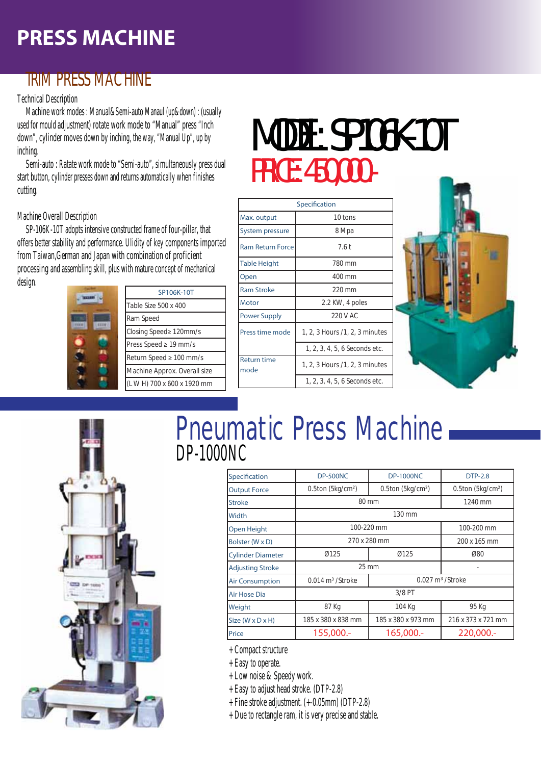# PRESS MACHINE

## TRIM PRESS MACHINE

Technical Description

Machine work modes : Manual&Semi-auto Manaul (up&down) : (usually used for mould adjustment) rotate work mode to "Manual" press "Inch down", cylinder moves down by inching, the way, "Manual Up", up by inching.

Semi-auto : Ratate work mode to "Semi-auto", simultaneously press dual start button, cylinder presses down and returns automatically when finishes cutting.

Machine Overall Description

SP-106K-10T adopts intensive constructed frame of four-pillar, that offers better stability and performance. Ulidity of key components imported from Taiwan,German and Japan with combination of proficient processing and assembling skill, plus with mature concept of mechanical design.

| SP106K-10T |
|---|
| Table Size 500 x 400 |
| Ram Speed |
| Closing Speed≥ 120mm/s |
| Press Speed ≥ 19 mm/s |
| Return Speed ≥ 100 mm/s |
| Machine Approx. Overall size |
| (L W H) 700 x 600 x 1920 mm |

## MODEL: SP106K-10T

**PRICE: 450,000.-**

| Specification | |
|---|---|
| Max. output | 10 tons |
| System pressure | 8 M pa |
| Ram Return Force | 7.6 t |
| Table Height | 780 mm |
| Open | 400 mm |
| Ram Stroke | 220 mm |
| Motor | 2.2 KW, 4 poles |
| Power Supply | 220 V AC |
| Press time mode | 1, 2, 3 Hours /1, 2, 3 minutes |
| | 1, 2, 3, 4, 5, 6 Seconds etc. |
| Return time mode | 1, 2, 3 Hours /1, 2, 3 minutes |
| | 1, 2, 3, 4, 5, 6 Seconds etc. |

## Pneumatic Press Machine

### DP-1000NC

| Specification | DP-500NC | DP-1000NC | DTP-2.8 |
|---|---|---|---|
| Output Force | 0.5ton (5kg/cm²) | 0.5ton (5kg/cm²) | 0.5ton (5kg/cm²) |
| Stroke | 80 mm | | 1240 mm |
| Width | 130 mm | | |
| Open Height | 100-220 mm | | 100-200 mm |
| Bolster (W x D) | 270 x 280 mm | | 200 x 165 mm |
| Cylinder Diameter | Ø125 | Ø125 | Ø80 |
| Adjusting Stroke | 25 mm | | - |
| Air Consumption | 0.014 m³ /Stroke | 0.027 m³ /Stroke | |
| Air Hose Dia | 3/8 PT | | |
| Weight | 87 Kg | 104 Kg | 95 Kg |
| Size (W x D x H) | 185 x 380 x 838 mm | 185 x 380 x 973 mm | 216 x 373 x 721 mm |
| Price | 155,000.- | 165,000.- | 220,000.- |

+Compact structure
+Easy to operate.
+Low noise & Speedy work.
+Easy to adjust head stroke. (DTP-2.8)
+Fine stroke adjustment. (+-0.05mm) (DTP-2.8)
+Due to rectangle ram, it is very precise and stable.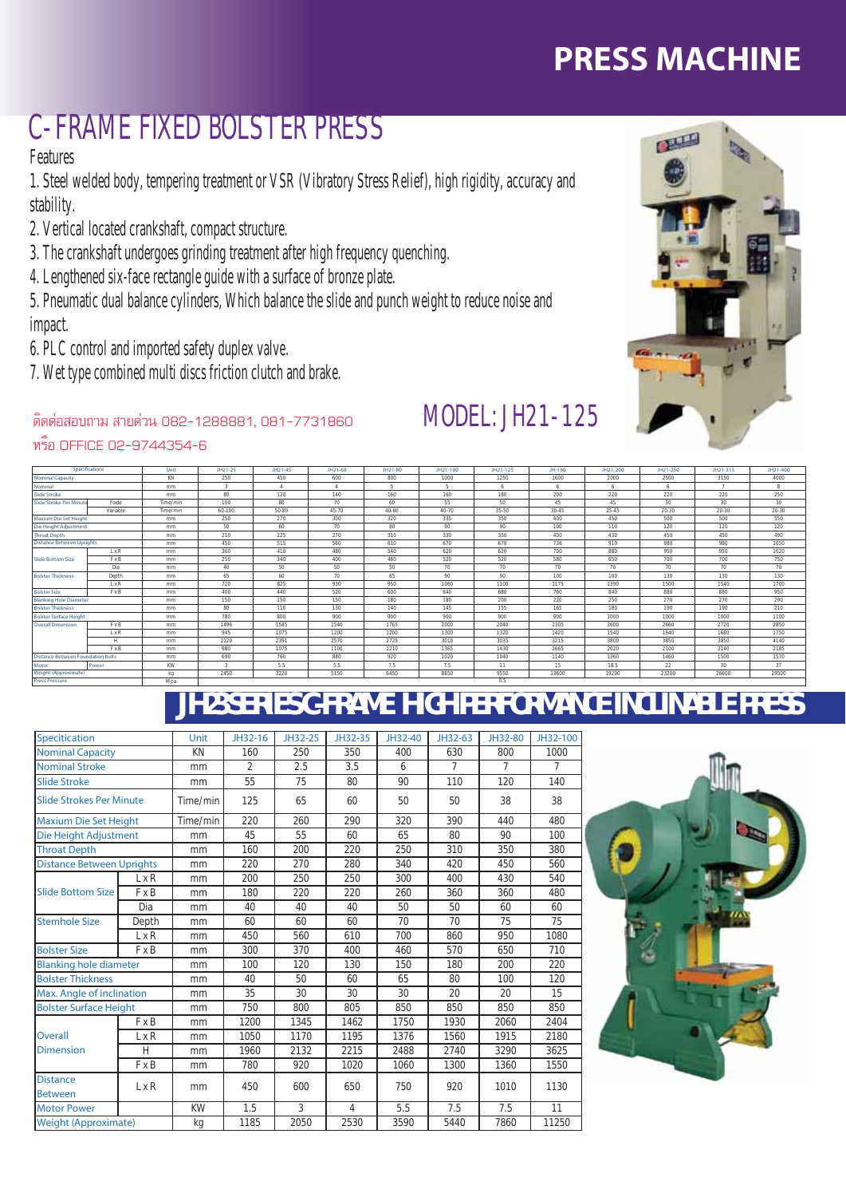# PRESS MACHINE

## C-FRAME FIXED BOLSTER PRESS

Features

1. Steel welded body, tempering treatment or VSR (Vibratory Stress Relief), high rigidity, accuracy and stability.
2. Vertical located crankshaft, compact structure.
3. The crankshaft undergoes grinding treatment after high frequency quenching.
4. Lengthened six-face rectangle guide with a surface of bronze plate.
5. Pneumatic dual balance cylinders, Which balance the slide and punch weight to reduce noise and impact.
6. PLC control and imported safety duplex valve.
7. Wet type combined multi discs friction clutch and brake.

ติดต่อสอบถาม สายด่วน 082-1288881, 081-7731860
หรือ OFFICE 02-9744354-6

MODEL: JH21-125

| Specifications | | Unit | JH21-25 | JH21-45 | JH21-60 | JH21-80 | JH21-100 | JH21-125 | JH-160 | JH21-200 | JH21-250 | JH21-315 | JH21-400 |
|---|---|---|---|---|---|---|---|---|---|---|---|---|---|
| Nominal Capacity | | KN | 250 | 450 | 600 | 800 | 1000 | 1250 | 1600 | 2000 | 2500 | 3150 | 4000 |
| Nominal | | mm | 3 | 4 | 4 | 5 | 5 | 6 | 6 | 6 | 6 | 7 | 8 |
| Slide Stroke | | mm | 80 | 120 | 140 | 160 | 160 | 180 | 200 | 220 | 220 | 220 | 250 |
| Slide Stroke Per Minute | Fixde | Time/min | 100 | 80 | 70 | 60 | 55 | 50 | 45 | 45 | 30 | 30 | 30 |
| | Variable | Time/min | 60-100 | 50-80 | 45-70 | 40-60 | 40-70 | 35-50 | 30-45 | 25-45 | 20-30 | 20-30 | 20-30 |
| Maxium Die Set Height | | mm | 250 | 270 | 300 | 320 | 335 | 350 | 400 | 450 | 500 | 500 | 550 |
| Die Height Adjustment | | mm | 50 | 60 | 70 | 80 | 90 | 90 | 100 | 110 | 120 | 120 | 120 |
| Throat Depth | | mm | 210 | 225 | 270 | 310 | 330 | 350 | 400 | 430 | 450 | 450 | 490 |
| Distance Between Uprights | | mm | 450 | 515 | 560 | 610 | 670 | 670 | 736 | 910 | 980 | 980 | 1050 |
| Slide Bottom Size | L x R | mm | 360 | 410 | 480 | 540 | 620 | 620 | 700 | 880 | 950 | 950 | 1020 |
| | F x B | mm | 250 | 340 | 400 | 460 | 520 | 520 | 580 | 650 | 700 | 700 | 750 |
| | Dia | mm | 40 | 50 | 50 | 50 | 70 | 70 | 70 | 70 | 70 | 70 | 70 |
| Bolster Thickness | Depth | mm | 65 | 60 | 70 | 65 | 90 | 90 | 100 | 100 | 130 | 130 | 130 |
| | L x R | mm | 720 | 825 | 930 | 950 | 1060 | 1100 | 1175 | 1390 | 1500 | 1540 | 1700 |
| Bolster Size | F x B | mm | 400 | 440 | 520 | 600 | 640 | 680 | 760 | 840 | 880 | 880 | 950 |
| Blanking Hole Diameter | | mm | 150 | 150 | 150 | 180 | 180 | 200 | 220 | 250 | 270 | 270 | 290 |
| Bolster Thickness | | mm | 80 | 110 | 130 | 140 | 145 | 155 | 165 | 180 | 190 | 190 | 210 |
| Bolster Surface Height | | mm | 780 | 800 | 900 | 900 | 900 | 900 | 900 | 1000 | 1000 | 1000 | 1100 |
| Overall Dimension | F x B | mm | 1496 | 1585 | 1540 | 1765 | 2000 | 2040 | 2305 | 2600 | 2660 | 2720 | 2850 |
| | L x R | mm | 945 | 1075 | 1200 | 1200 | 1300 | 1320 | 1420 | 1540 | 1640 | 1680 | 1750 |
| | H | mm | 2120 | 2391 | 2570 | 2725 | 3010 | 3035 | 3215 | 3800 | 3850 | 3850 | 4140 |
| | F x B | mm | 980 | 1075 | 1100 | 1210 | 1365 | 1430 | 1665 | 2020 | 2100 | 2140 | 2185 |
| Distance Between Foundation Bolts | | mm | 690 | 760 | 840 | 920 | 1020 | 1040 | 1140 | 1360 | 1460 | 1500 | 1570 |
| Motor | Power | KW | 3 | 5.5 | 5.5 | 7.5 | 7.5 | 11 | 15 | 18.5 | 22 | 30 | 37 |
| Weight (Approximate) | | kg | 2450 | 3220 | 5150 | 6450 | 8650 | 9550 | 13600 | 19200 | 23200 | 26600 | 29500 |
| Press Pressure | | Mpa | | | | | | 0.5 | | | | | |

## JH23 SERIES C-FRAME HIGH PERFORMANCE INCLINABLE PRESS

| Specitication | | Unit | JH32-16 | JH32-25 | JH32-35 | JH32-40 | JH32-63 | JH32-80 | JH32-100 |
|---|---|---|---|---|---|---|---|---|---|
| Nominal Capacity | | KN | 160 | 250 | 350 | 400 | 630 | 800 | 1000 |
| Nominal Stroke | | mm | 2 | 2.5 | 3.5 | 6 | 7 | 7 | 7 |
| Slide Stroke | | mm | 55 | 75 | 80 | 90 | 110 | 120 | 140 |
| Slide Strokes Per Minute | | Time/min | 125 | 65 | 60 | 50 | 50 | 38 | 38 |
| Maxium Die Set Height | | Time/min | 220 | 260 | 290 | 320 | 390 | 440 | 480 |
| Die Height Adjustment | | mm | 45 | 55 | 60 | 65 | 80 | 90 | 100 |
| Throat Depth | | mm | 160 | 200 | 220 | 250 | 310 | 350 | 380 |
| Distance Between Uprights | | mm | 220 | 270 | 280 | 340 | 420 | 450 | 560 |
| Slide Bottom Size | L x R | mm | 200 | 250 | 250 | 300 | 400 | 430 | 540 |
| | F x B | mm | 180 | 220 | 220 | 260 | 360 | 360 | 480 |
| | Dia | mm | 40 | 40 | 40 | 50 | 50 | 60 | 60 |
| Stemhole Size | Depth | mm | 60 | 60 | 60 | 70 | 70 | 75 | 75 |
| | L x R | mm | 450 | 560 | 610 | 700 | 860 | 950 | 1080 |
| Bolster Size | F x B | mm | 300 | 370 | 400 | 460 | 570 | 650 | 710 |
| Blanking hole diameter | | mm | 100 | 120 | 130 | 150 | 180 | 200 | 220 |
| Bolster Thickness | | mm | 40 | 50 | 60 | 65 | 80 | 100 | 120 |
| Max. Angle of inclination | | mm | 35 | 30 | 30 | 30 | 20 | 20 | 15 |
| Bolster Surface Height | | mm | 750 | 800 | 805 | 850 | 850 | 850 | 850 |
| Overall Dimension | F x B | mm | 1200 | 1345 | 1462 | 1750 | 1930 | 2060 | 2404 |
| | L x R | mm | 1050 | 1170 | 1195 | 1376 | 1560 | 1915 | 2180 |
| | H | mm | 1960 | 2132 | 2215 | 2488 | 2740 | 3290 | 3625 |
| | F x B | mm | 780 | 920 | 1020 | 1060 | 1300 | 1360 | 1550 |
| Distance Between | L x R | mm | 450 | 600 | 650 | 750 | 920 | 1010 | 1130 |
| Motor Power | | KW | 1.5 | 3 | 4 | 5.5 | 7.5 | 7.5 | 11 |
| Weight (Approximate) | | kg | 1185 | 2050 | 2530 | 3590 | 5440 | 7860 | 11250 |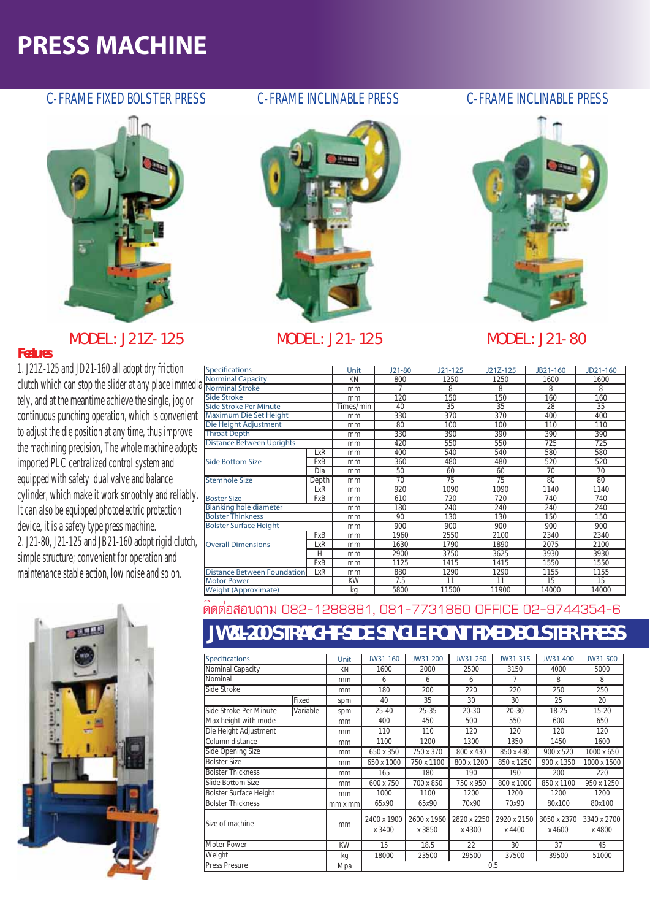# PRESS MACHINE

## C-FRAME FIXED BOLSTER PRESS

MODEL: J21Z-125

## C-FRAME INCLINABLE PRESS

MODEL: J21-125

## C-FRAME INCLINABLE PRESS

MODEL: J21-80

### Features

1. J21Z-125 and JD21-160 all adopt dry friction clutch which can stop the slider at any place immediately, and at the meantime achieve the single, jog or continuous punching operation, which is convenient to adjust the die position at any time, thus improve the machining precision, The whole machine adopts imported PLC centralized control system and equipped with safety dual valve and balance cylinder, which make it work smoothly and reliably. It can also be equipped photoelectric protection device, it is a safety type press machine.

2. J21-80, J21-125 and JB21-160 adopt rigid clutch, simple structure; convenient for operation and maintenance stable action, low noise and so on.

| Specifications | | Unit | J21-80 | J21-125 | J21Z-125 | JB21-160 | JD21-160 |
|---|---|---|---|---|---|---|---|
| Norminal Capacity | | KN | 800 | 1250 | 1250 | 1600 | 1600 |
| Norminal Stroke | | mm | 7 | 8 | 8 | 8 | 8 |
| Side Stroke | | mm | 120 | 150 | 150 | 160 | 160 |
| Side Stroke Per Minute | | Times/min | 40 | 35 | 35 | 28 | 35 |
| Maximum Die Set Height | | mm | 330 | 370 | 370 | 400 | 400 |
| Die Height Adjustment | | mm | 80 | 100 | 100 | 110 | 110 |
| Throat Depth | | mm | 330 | 390 | 390 | 390 | 390 |
| Distance Between Uprights | | mm | 420 | 550 | 550 | 725 | 725 |
| Side Bottom Size | LxR | mm | 400 | 540 | 540 | 580 | 580 |
| | FxB | mm | 360 | 480 | 480 | 520 | 520 |
| | Dia | mm | 50 | 60 | 60 | 70 | 70 |
| Stemhole Size | Depth | mm | 70 | 75 | 75 | 80 | 80 |
| Boster Size | LxR | mm | 920 | 1090 | 1090 | 1140 | 1140 |
| | FxB | mm | 610 | 720 | 720 | 740 | 740 |
| Blanking hole diameter | | mm | 180 | 240 | 240 | 240 | 240 |
| Bolster Thinkness | | mm | 90 | 130 | 130 | 150 | 150 |
| Bolster Surface Height | | mm | 900 | 900 | 900 | 900 | 900 |
| Overall Dimensions | FxB | mm | 1960 | 2550 | 2100 | 2340 | 2340 |
| | LxR | mm | 1630 | 1790 | 1890 | 2075 | 2100 |
| | H | mm | 2900 | 3750 | 3625 | 3930 | 3930 |
| Distance Between Foundation | FxB | mm | 1125 | 1415 | 1415 | 1550 | 1550 |
| | LxR | mm | 880 | 1290 | 1290 | 1155 | 1155 |
| Motor Power | | KW | 7.5 | 11 | 11 | 15 | 15 |
| Weight (Approximate) | | kg | 5800 | 11500 | 11900 | 14000 | 14000 |

ติดต่อสอบถาม 082-1288881, 081-7731860 OFFICE 02-9744354-6

## JW31-200 STRAIGHT-SIDE SINGLE POINT FIXED BOLSTER PRESS

| Specifications | | Unit | JW31-160 | JW31-200 | JW31-250 | JW31-315 | JW31-400 | JW31-500 |
|---|---|---|---|---|---|---|---|---|
| Nominal Capacity | | KN | 1600 | 2000 | 2500 | 3150 | 4000 | 5000 |
| Nominal | | mm | 6 | 6 | 6 | 7 | 8 | 8 |
| Side Stroke | | mm | 180 | 200 | 220 | 220 | 250 | 250 |
| Side Stroke Per Minute | Fixed | spm | 40 | 35 | 30 | 30 | 25 | 20 |
| | Variable | spm | 25-40 | 25-35 | 20-30 | 20-30 | 18-25 | 15-20 |
| Max height with mode | | mm | 400 | 450 | 500 | 550 | 600 | 650 |
| Die Height Adjustment | | mm | 110 | 110 | 120 | 120 | 120 | 120 |
| Column distance | | mm | 1100 | 1200 | 1300 | 1350 | 1450 | 1600 |
| Side Opening Size | | mm | 650 x 350 | 750 x 370 | 800 x 430 | 850 x 480 | 900 x 520 | 1000 x 650 |
| Bolster Size | | mm | 650 x 1000 | 750 x 1100 | 800 x 1200 | 850 x 1250 | 900 x 1350 | 1000 x 1500 |
| Bolster Thickness | | mm | 165 | 180 | 190 | 190 | 200 | 220 |
| Slide Bottom Size | | mm | 600 x 750 | 700 x 850 | 750 x 950 | 800 x 1000 | 850 x 1100 | 950 x 1250 |
| Bolster Surface Height | | mm | 1000 | 1100 | 1200 | 1200 | 1200 | 1200 |
| Bolster Thickness | | mm x mm | 65x90 | 65x90 | 70x90 | 70x90 | 80x100 | 80x100 |
| Size of machine | | mm | 2400 x 1900 x 3400 | 2600 x 1960 x 3850 | 2820 x 2250 x 4300 | 2920 x 2150 x 4400 | 3050 x 2370 x 4600 | 3340 x 2700 x 4800 |
| Moter Power | | KW | 15 | 18.5 | 22 | 30 | 37 | 45 |
| Weight | | kg | 18000 | 23500 | 29500 | 37500 | 39500 | 51000 |
| Press Presure | | Mpa | 0.5 | | | | | |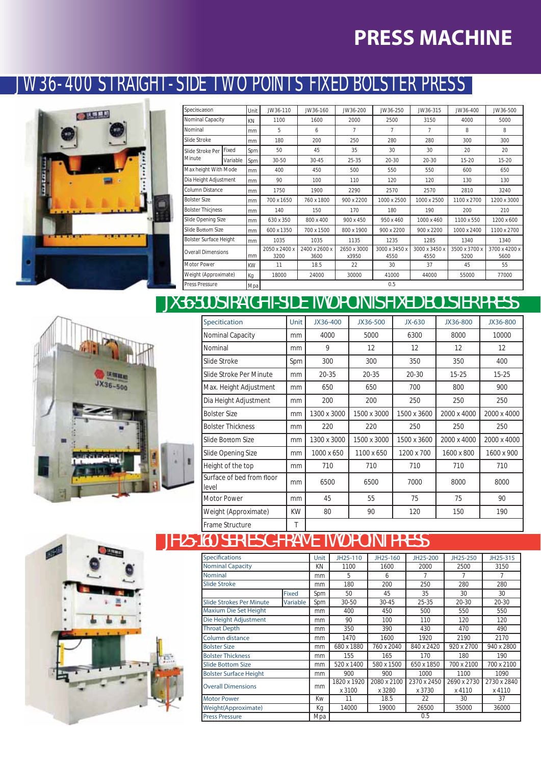# PRESS MACHINE

## JW36-400 STRAIGHT-SIDE TWO POINTS FIXED BOLSTER PRESS

| Specification | | Unit | JW36-110 | JW36-160 | JW36-200 | JW36-250 | JW36-315 | JW36-400 | JW36-500 |
|---|---|---|---|---|---|---|---|---|---|
| Nominal Capacity | | KN | 1100 | 1600 | 2000 | 2500 | 3150 | 4000 | 5000 |
| Nominal | | mm | 5 | 6 | 7 | 7 | 7 | 8 | 8 |
| Slide Stroke | | mm | 180 | 200 | 250 | 280 | 280 | 300 | 300 |
| Slide Stroke Per Minute | Fixed | Spm | 50 | 45 | 35 | 30 | 30 | 20 | 20 |
| | Variable | Spm | 30-50 | 30-45 | 25-35 | 20-30 | 20-30 | 15-20 | 15-20 |
| Max height With Mode | | mm | 400 | 450 | 500 | 550 | 550 | 600 | 650 |
| Dia Height Adjustment | | mm | 90 | 100 | 110 | 120 | 120 | 130 | 130 |
| Column Distance | | mm | 1750 | 1900 | 2290 | 2570 | 2570 | 2810 | 3240 |
| Bolster Size | | mm | 700 x 1650 | 760 x 1800 | 900 x 2200 | 1000 x 2500 | 1000 x 2500 | 1100 x 2700 | 1200 x 3000 |
| Bolster Thicjness | | mm | 140 | 150 | 170 | 180 | 190 | 200 | 210 |
| Slide Opening Size | | mm | 630 x 350 | 800 x 400 | 900 x 450 | 950 x 460 | 1000 x 460 | 1100 x 550 | 1200 x 600 |
| Slide Bottom Size | | mm | 600 x 1350 | 700 x 1500 | 800 x 1900 | 900 x 2200 | 900 x 2200 | 1000 x 2400 | 1100 x 2700 |
| Bolster Surface Height | | mm | 1035 | 1035 | 1135 | 1235 | 1285 | 1340 | 1340 |
| Overall Dimensions | | mm | 2050 x 2400 x 3200 | 2400 x 2600 x 3600 | 2650 x 3000 x3950 | 3000 x 3450 x 4550 | 3000 x 3450 x 4550 | 3500 x 3700 x 5200 | 3700 x 4200 x 5600 |
| Motor Power | | KW | 11 | 18.5 | 22 | 30 | 37 | 45 | 55 |
| Weight (Approximate) | | Kg | 18000 | 24000 | 30000 | 41000 | 44000 | 55000 | 77000 |
| Press Pressure | | Mpa | 0.5 | | | | | | |

## JX36-500 STRAIGHT-SIDE TWO POINTS FIXED BOLSTER PRESS

| Specitication | Unit | JX36-400 | JX36-500 | JX-630 | JX36-800 | JX36-800 |
|---|---|---|---|---|---|---|
| Nominal Capacity | mm | 4000 | 5000 | 6300 | 8000 | 10000 |
| Nominal | mm | 9 | 12 | 12 | 12 | 12 |
| Slide Stroke | Spm | 300 | 300 | 350 | 350 | 400 |
| Slide Stroke Per Minute | mm | 20-35 | 20-35 | 20-30 | 15-25 | 15-25 |
| Max. Height Adjustment | mm | 650 | 650 | 700 | 800 | 900 |
| Dia Height Adjustment | mm | 200 | 200 | 250 | 250 | 250 |
| Bolster Size | mm | 1300 x 3000 | 1500 x 3000 | 1500 x 3600 | 2000 x 4000 | 2000 x 4000 |
| Bolster Thickness | mm | 220 | 220 | 250 | 250 | 250 |
| Slide Bottom Size | mm | 1300 x 3000 | 1500 x 3000 | 1500 x 3600 | 2000 x 4000 | 2000 x 4000 |
| Slide Opening Size | mm | 1000 x 650 | 1100 x 650 | 1200 x 700 | 1600 x 800 | 1600 x 900 |
| Height of the top | mm | 710 | 710 | 710 | 710 | 710 |
| Surface of bed from floor level | mm | 6500 | 6500 | 7000 | 8000 | 8000 |
| Motor Power | mm | 45 | 55 | 75 | 75 | 90 |
| Weight (Approximate) | KW | 80 | 90 | 120 | 150 | 190 |
| Frame Structure | T | | | | | |

## JH25-160 SERIES C-FRAME TWO POINT PRESS

| Specifications | | Unit | JH25-110 | JH25-160 | JH25-200 | JH25-250 | JH25-315 |
|---|---|---|---|---|---|---|---|
| Nominal Capacity | | KN | 1100 | 1600 | 2000 | 2500 | 3150 |
| Nominal | | mm | 5 | 6 | 7 | 7 | 7 |
| Slide Stroke | | mm | 180 | 200 | 250 | 280 | 280 |
| Slide Strokes Per Minute | Fixed | Spm | 50 | 45 | 35 | 30 | 30 |
| | Variable | Spm | 30-50 | 30-45 | 25-35 | 20-30 | 20-30 |
| Maxium Die Set Height | | mm | 400 | 450 | 500 | 550 | 550 |
| Die Height Adjustment | | mm | 90 | 100 | 110 | 120 | 120 |
| Throat Depth | | mm | 350 | 390 | 430 | 470 | 490 |
| Column distance | | mm | 1470 | 1600 | 1920 | 2190 | 2170 |
| Bolster Size | | mm | 680 x 1880 | 760 x 2040 | 840 x 2420 | 920 x 2700 | 940 x 2800 |
| Bolster Thickness | | mm | 155 | 165 | 170 | 180 | 190 |
| Slide Bottom Size | | mm | 520 x 1400 | 580 x 1500 | 650 x 1850 | 700 x 2100 | 700 x 2100 |
| Bolster Surface Height | | mm | 900 | 900 | 1000 | 1100 | 1090 |
| Overall Dimensions | | mm | 1820 x 1920 x 3100 | 2080 x 2100 x 3280 | 2370 x 2450 x 3730 | 2690 x 2730 x 4110 | 2730 x 2840 x 4110 |
| Motor Power | | Kw | 11 | 18.5 | 22 | 30 | 37 |
| Weight(Approximate) | | Kg | 14000 | 19000 | 26500 | 35000 | 36000 |
| Press Pressure | | Mpa | 0.5 | | | | |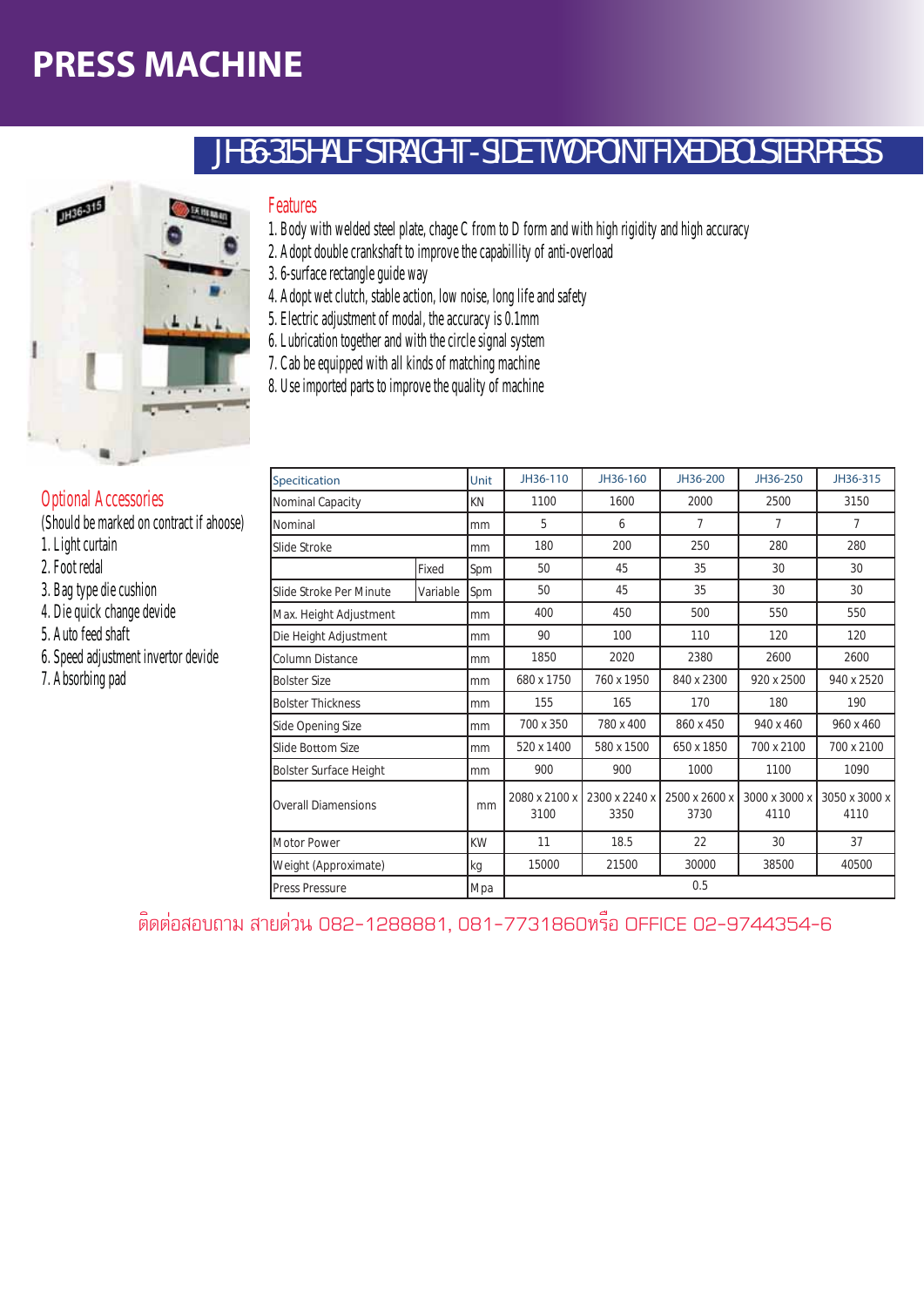# PRESS MACHINE

## JH36-315 HALF STRAIGHT - SIDE TWO POINT FIXED BOLSTER PRESS

### Features

1. Body with welded steel plate, chage C from to D form and with high rigidity and high accuracy
2. Adopt double crankshaft to improve the capabillity of anti-overload
3. 6-surface rectangle guide way
4. Adopt wet clutch, stable action, low noise, long life and safety
5. Electric adjustment of modal, the accuracy is 0.1mm
6. Lubrication together and with the circle signal system
7. Cab be equipped with all kinds of matching machine
8. Use imported parts to improve the quality of machine

### Optional Accessories

(Should be marked on contract if ahoose)

1. Light curtain
2. Foot redal
3. Bag type die cushion
4. Die quick change devide
5. Auto feed shaft
6. Speed adjustment invertor devide
7. Absorbing pad

| Specitication | | Unit | JH36-110 | JH36-160 | JH36-200 | JH36-250 | JH36-315 |
|---|---|---|---|---|---|---|---|
| Nominal Capacity | | KN | 1100 | 1600 | 2000 | 2500 | 3150 |
| Nominal | | mm | 5 | 6 | 7 | 7 | 7 |
| Slide Stroke | | mm | 180 | 200 | 250 | 280 | 280 |
| | Fixed | Spm | 50 | 45 | 35 | 30 | 30 |
| Slide Stroke Per Minute | Variable | Spm | 50 | 45 | 35 | 30 | 30 |
| Max. Height Adjustment | | mm | 400 | 450 | 500 | 550 | 550 |
| Die Height Adjustment | | mm | 90 | 100 | 110 | 120 | 120 |
| Column Distance | | mm | 1850 | 2020 | 2380 | 2600 | 2600 |
| Bolster Size | | mm | 680 x 1750 | 760 x 1950 | 840 x 2300 | 920 x 2500 | 940 x 2520 |
| Bolster Thickness | | mm | 155 | 165 | 170 | 180 | 190 |
| Side Opening Size | | mm | 700 x 350 | 780 x 400 | 860 x 450 | 940 x 460 | 960 x 460 |
| Slide Bottom Size | | mm | 520 x 1400 | 580 x 1500 | 650 x 1850 | 700 x 2100 | 700 x 2100 |
| Bolster Surface Height | | mm | 900 | 900 | 1000 | 1100 | 1090 |
| Overall Diamensions | | mm | 2080 x 2100 x 3100 | 2300 x 2240 x 3350 | 2500 x 2600 x 3730 | 3000 x 3000 x 4110 | 3050 x 3000 x 4110 |
| Motor Power | | KW | 11 | 18.5 | 22 | 30 | 37 |
| Weight (Approximate) | | kg | 15000 | 21500 | 30000 | 38500 | 40500 |
| Press Pressure | | Mpa | 0.5 | | | | |

ติดต่อสอบถาม สายด่วน 082-1288881, 081-7731860หรือ OFFICE 02-9744354-6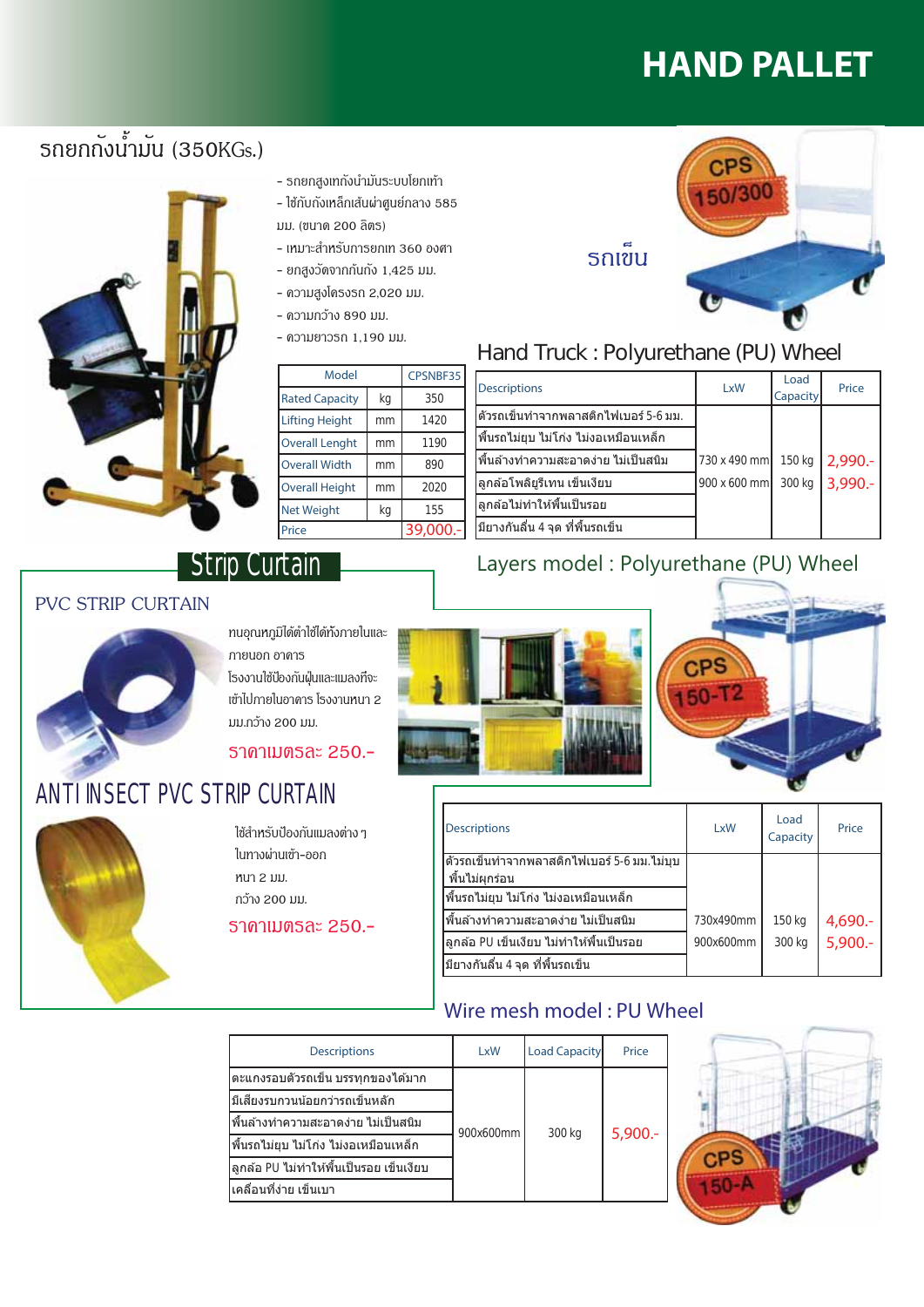# HAND PALLET

## รถยกถังน้ำมัน (350KGs.)

- รถยกสูงเทถังน้ำมันระบบโยกเท้า
- ใช้กับถังเหล็กเส้นผ่าศูนย์กลาง 585 มม. (ขนาด 200 ลิตร)
- เหมาะสำหรับการยกเท 360 องศา
- ยกสูงวัดจากก้นถัง 1,425 มม.
- ความสูงโครงรถ 2,020 มม.
- ความกว้าง 890 มม.
- ความยาวรถ 1,190 มม.

| Model | | CPSNBF35 |
|---|---|---|
| Rated Capacity | kg | 350 |
| Lifting Height | mm | 1420 |
| Overall Lenght | mm | 1190 |
| Overall Width | mm | 890 |
| Overall Height | mm | 2020 |
| Net Weight | kg | 155 |
| Price | | 39,000.- |

## รถเข็น

CPS 150/300

## Hand Truck : Polyurethane (PU) Wheel

| Descriptions | LxW | Load Capacity | Price |
|---|---|---|---|
| ตัวรถเข็นทำจากพลาสติกไฟเบอร์ 5-6 มม. | | | |
| พื้นรถไม่ยุบ ไม่โก่ง ไม่งอเหมือนเหล็ก | | | |
| พื้นล้างทำความสะอาดง่าย ไม่เป็นสนิม | 730 x 490 mm | 150 kg | 2,990.- |
| ลูกล้อโพลียูรีเทน เข็นเงียบ | 900 x 600 mm | 300 kg | 3,990.- |
| ลูกล้อไม่ทำให้พื้นเป็นรอย | | | |
| มียางกันลื่น 4 จุด ที่พื้นรถเข็น | | | |

## Strip Curtain

### PVC STRIP CURTAIN

ทนอุณหภูมิได้ดีใช้ได้ทั้งภายในและภายนอก อาคาร

โรงงานใช้ป้องกันฝุ่นและแมลงที่จะเข้าไปภายในอาคาร โรงงานหนา 2 มม.กว้าง 200 มม.

ราคาเมตรละ 250.-

### ANTI INSECT PVC STRIP CURTAIN

ใช้สำหรับป้องกันแมลงต่าง ๆ ในทางผ่านเข้า-ออก

หนา 2 มม.

กว้าง 200 มม.

ราคาเมตรละ 250.-

## Layers model : Polyurethane (PU) Wheel

CPS 150-T2

| Descriptions | LxW | Load Capacity | Price |
|---|---|---|---|
| ตัวรถเข็นทำจากพลาสติกไฟเบอร์ 5-6 มม.ไม่บุบ พื้นไม่ผุกร่อน | | | |
| พื้นรถไม่ยุบ ไม่โก่ง ไม่งอเหมือนเหล็ก | | | |
| พื้นล้างทำความสะอาดง่าย ไม่เป็นสนิม | 730x490mm | 150 kg | 4,690.- |
| ลูกล้อ PU เข็นเงียบ ไม่ทำให้พื้นเป็นรอย | 900x600mm | 300 kg | 5,900.- |
| มียางกันลื่น 4 จุด ที่พื้นรถเข็น | | | |

## Wire mesh model : PU Wheel

CPS 150-A

| Descriptions | LxW | Load Capacity | Price |
|---|---|---|---|
| ตะแกงรอบตัวรถเข็น บรรทุกของได้มาก | | | |
| มีเสียงรบกวนน้อยกว่ารถเข็นหลัก | | | |
| พื้นล้างทำความสะอาดง่าย ไม่เป็นสนิม | | | |
| พื้นรถไม่ยุบ ไม่โก่ง ไม่งอเหมือนเหล็ก | 900x600mm | 300 kg | 5,900.- |
| ลูกล้อ PU ไม่ทำให้พื้นเป็นรอย เข็นเงียบ | | | |
| เคลื่อนที่ง่าย เข็นเบา | | | |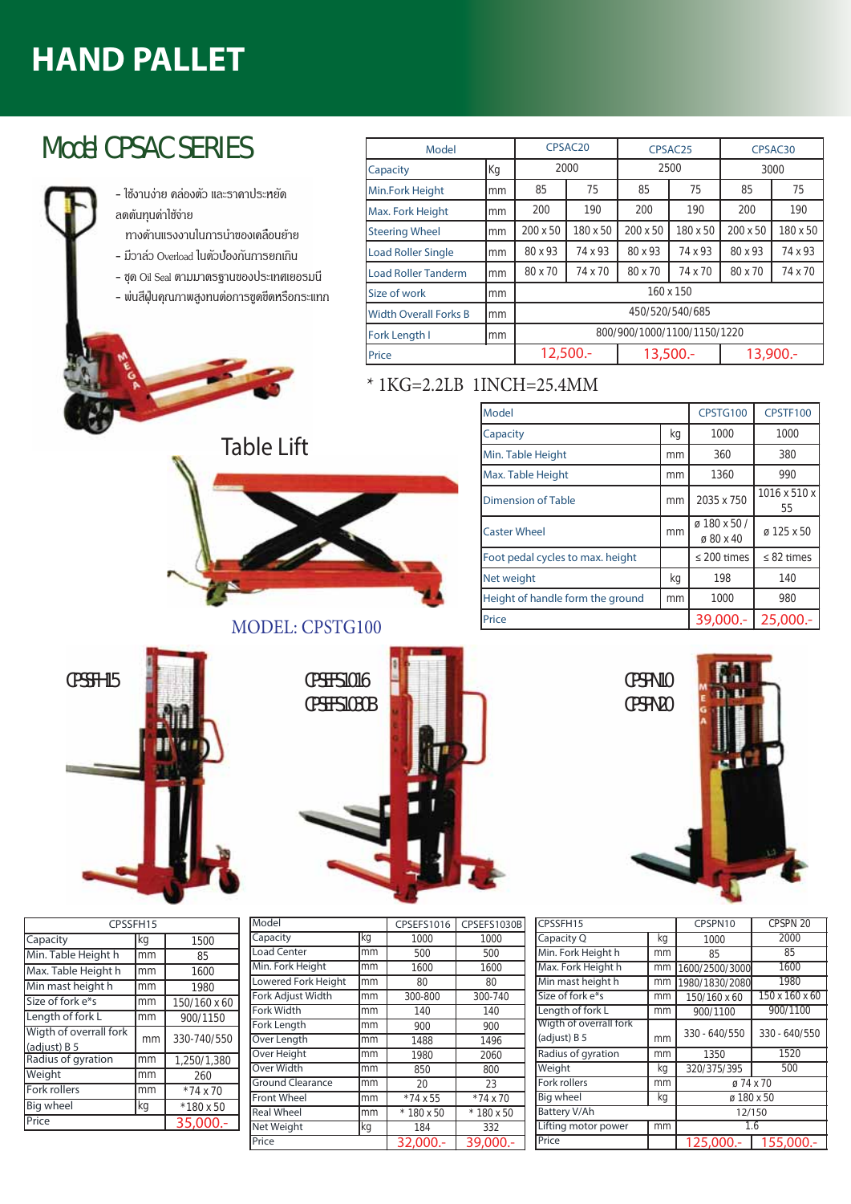# HAND PALLET

## Model CPSAC SERIES

- ใช้งานง่าย คล่องตัว และราคาประหยัด ลดต้นทุนค่าใช้จ่าย ทางด้านแรงงานในการนำของเคลื่อนย้าย
- มีวาล์ว Overload ในตัวป้องกันการยกเกิน
- ชุด Oil Seal ตามมาตรฐานของประเทศเยอรมนี
- พ่นสีฝุ่นคุณภาพสูงทนต่อการขูดขีดหรือกระแทก

| Model | | CPSAC20 | | CPSAC25 | | CPSAC30 | |
|---|---|---|---|---|---|---|---|
| Capacity | Kg | 2000 | | 2500 | | 3000 | |
| Min.Fork Height | mm | 85 | 75 | 85 | 75 | 85 | 75 |
| Max. Fork Height | mm | 200 | 190 | 200 | 190 | 200 | 190 |
| Steering Wheel | mm | 200 x 50 | 180 x 50 | 200 x 50 | 180 x 50 | 200 x 50 | 180 x 50 |
| Load Roller Single | mm | 80 x 93 | 74 x 93 | 80 x 93 | 74 x 93 | 80 x 93 | 74 x 93 |
| Load Roller Tanderm | mm | 80 x 70 | 74 x 70 | 80 x 70 | 74 x 70 | 80 x 70 | 74 x 70 |
| Size of work | mm | 160 x 150 | | | | | |
| Width Overall Forks B | mm | 450/520/540/685 | | | | | |
| Fork Length l | mm | 800/900/1000/1100/1150/1220 | | | | | |
| Price | | 12,500.- | | 13,500.- | | 13,900.- | |

\* 1KG=2.2LB 1INCH=25.4MM

## Table Lift

MODEL: CPSTG100

| Model | | CPSTG100 | CPSTF100 |
|---|---|---|---|
| Capacity | kg | 1000 | 1000 |
| Min. Table Height | mm | 360 | 380 |
| Max. Table Height | mm | 1360 | 990 |
| Dimension of Table | mm | 2035 x 750 | 1016 x 510 x 55 |
| Caster Wheel | mm | ø 180 x 50 / ø 80 x 40 | ø 125 x 50 |
| Foot pedal cycles to max. height | | ≤ 200 times | ≤ 82 times |
| Net weight | kg | 198 | 140 |
| Height of handle form the ground | mm | 1000 | 980 |
| Price | | 39,000.- | 25,000.- |

CPSSFH15

CPSEFS1016
CPSEFS1030B

CPSPN10
CPSPN20

| CPSSFH15 | | |
|---|---|---|
| Capacity | kg | 1500 |
| Min. Table Height h | mm | 85 |
| Max. Table Height h | mm | 1600 |
| Min mast height h | mm | 1980 |
| Size of fork e*s | mm | 150/160 x 60 |
| Length of fork L | mm | 900/1150 |
| Wigth of overall fork (adjust) B 5 | mm | 330-740/550 |
| Radius of gyration | mm | 1,250/1,380 |
| Weight | mm | 260 |
| Fork rollers | mm | *74 x 70 |
| Big wheel | kg | *180 x 50 |
| Price | | 35,000.- |

| Model | | CPSEFS1016 | CPSEFS1030B |
|---|---|---|---|
| Capacity | kg | 1000 | 1000 |
| Load Center | mm | 500 | 500 |
| Min. Fork Height | mm | 1600 | 1600 |
| Lowered Fork Height | mm | 80 | 80 |
| Fork Adjust Width | mm | 300-800 | 300-740 |
| Fork Width | mm | 140 | 140 |
| Fork Length | mm | 900 | 900 |
| Over Length | mm | 1488 | 1496 |
| Over Height | mm | 1980 | 2060 |
| Over Width | mm | 850 | 800 |
| Ground Clearance | mm | 20 | 23 |
| Front Wheel | mm | *74 x 55 | *74 x 70 |
| Real Wheel | mm | * 180 x 50 | * 180 x 50 |
| Net Weight | kg | 184 | 332 |
| Price | | 32,000.- | 39,000.- |

| CPSSFH15 | | CPSPN10 | CPSPN 20 |
|---|---|---|---|
| Capacity Q | kg | 1000 | 2000 |
| Min. Fork Height h | mm | 85 | 85 |
| Max. Fork Height h | mm | 1600/2500/3000 | 1600 |
| Min mast height h | mm | 1980/1830/2080 | 1980 |
| Size of fork e*s | mm | 150/160 x 60 | 150 x 160 x 60 |
| Length of fork L | mm | 900/1100 | 900/1100 |
| Wigth of overall fork (adjust) B 5 | mm | 330 - 640/550 | 330 - 640/550 |
| Radius of gyration | mm | 1350 | 1520 |
| Weight | kg | 320/375/395 | 500 |
| Fork rollers | mm | ø 74 x 70 | |
| Big wheel | kg | ø 180 x 50 | |
| Battery V/Ah | | 12/150 | |
| Lifting motor power | mm | 1.6 | |
| Price | | 125,000.- | 155,000.- |